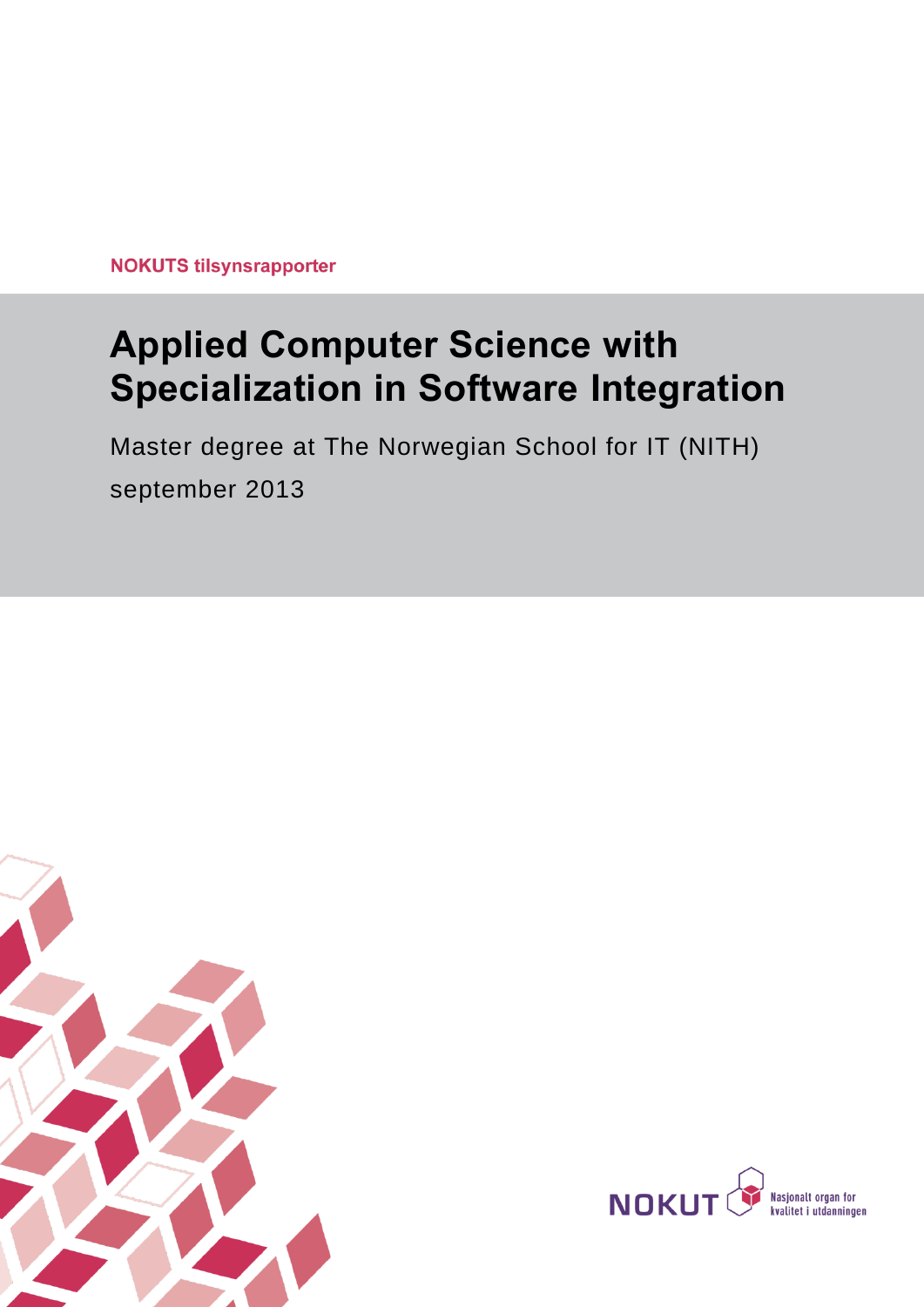NOKUTS tilsynsrapporter

# Applied Computer Science with Specialization in Software Integration

Master degree at The Norwegian School for IT (NITH)

september 2013

NOKUT Nasjonalt organ for kvalitet i utdanningen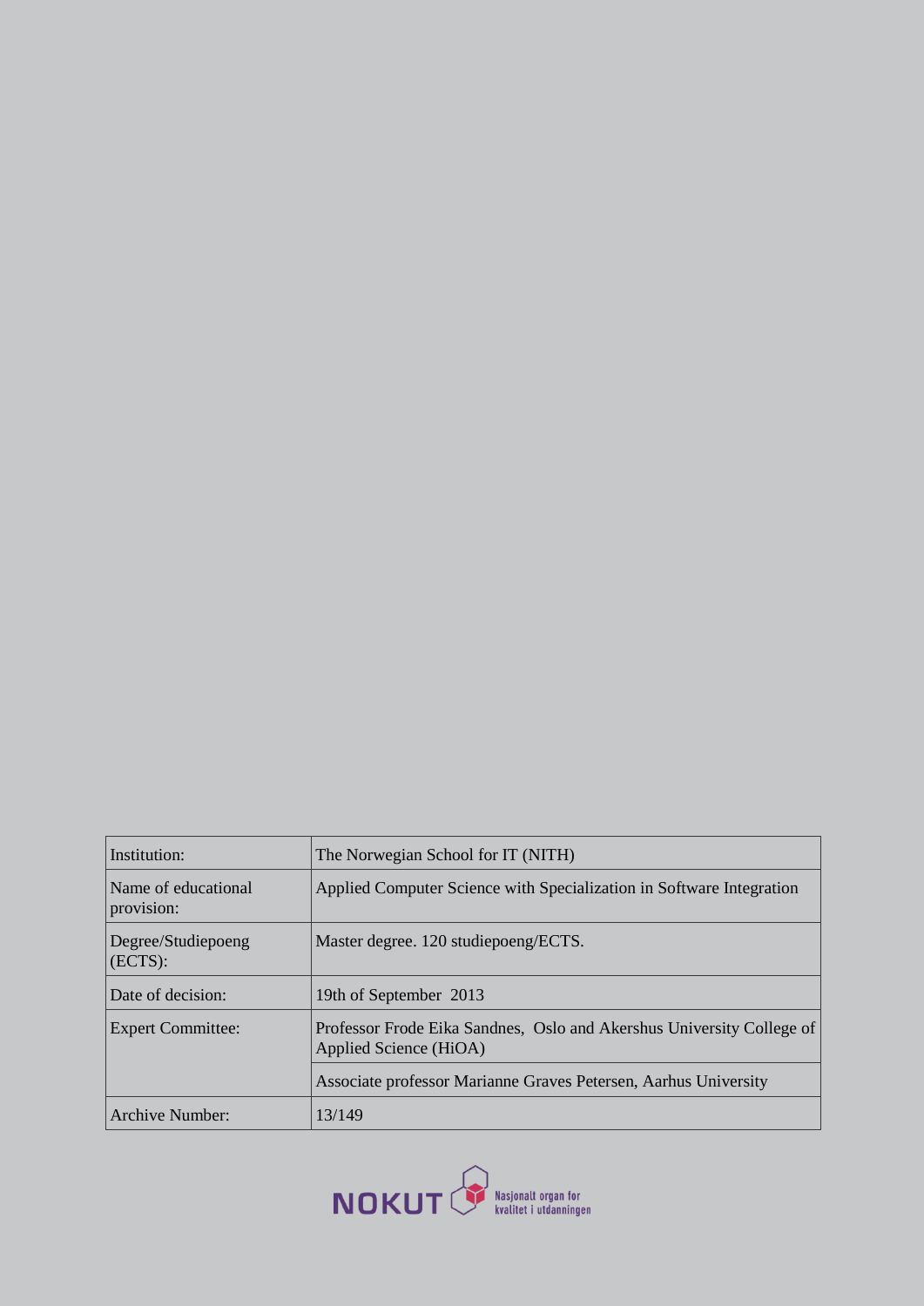| Institution: | The Norwegian School for IT (NITH) |
| --- | --- |
| Name of educational provision: | Applied Computer Science with Specialization in Software Integration |
| Degree/Studiepoeng (ECTS): | Master degree. 120 studiepoeng/ECTS. |
| Date of decision: | 19th of September 2013 |
| Expert Committee: | Professor Frode Eika Sandnes, Oslo and Akershus University College of Applied Science (HiOA) |
| | Associate professor Marianne Graves Petersen, Aarhus University |
| Archive Number: | 13/149 |

NOKUT Nasjonalt organ for kvalitet i utdanningen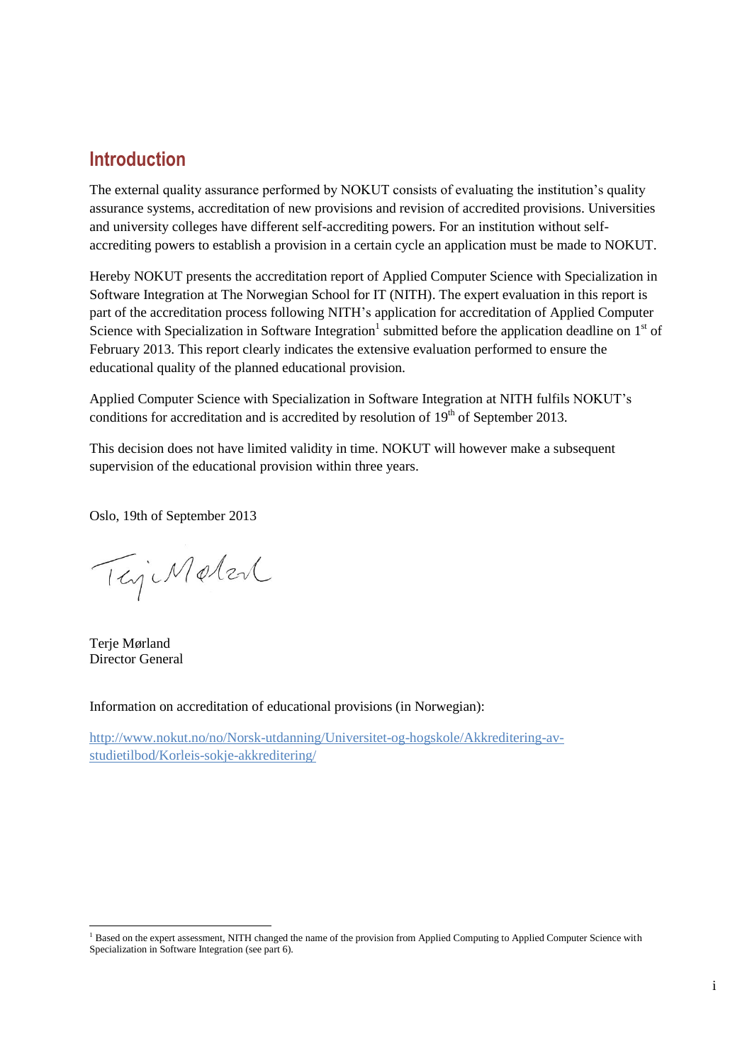## Introduction

The external quality assurance performed by NOKUT consists of evaluating the institution's quality assurance systems, accreditation of new provisions and revision of accredited provisions. Universities and university colleges have different self-accrediting powers. For an institution without self-accrediting powers to establish a provision in a certain cycle an application must be made to NOKUT.

Hereby NOKUT presents the accreditation report of Applied Computer Science with Specialization in Software Integration at The Norwegian School for IT (NITH). The expert evaluation in this report is part of the accreditation process following NITH's application for accreditation of Applied Computer Science with Specialization in Software Integration[1] submitted before the application deadline on 1st of February 2013. This report clearly indicates the extensive evaluation performed to ensure the educational quality of the planned educational provision.

Applied Computer Science with Specialization in Software Integration at NITH fulfils NOKUT's conditions for accreditation and is accredited by resolution of 19th of September 2013.

This decision does not have limited validity in time. NOKUT will however make a subsequent supervision of the educational provision within three years.

Oslo, 19th of September 2013

Terje Mørland
Director General

Information on accreditation of educational provisions (in Norwegian):

[http://www.nokut.no/no/Norsk-utdanning/Universitet-og-hogskole/Akkreditering-av-studietilbod/Korleis-sokje-akkreditering/](http://www.nokut.no/no/Norsk-utdanning/Universitet-og-hogskole/Akkreditering-av-studietilbod/Korleis-sokje-akkreditering/)

---

[1] Based on the expert assessment, NITH changed the name of the provision from Applied Computing to Applied Computer Science with Specialization in Software Integration (see part 6).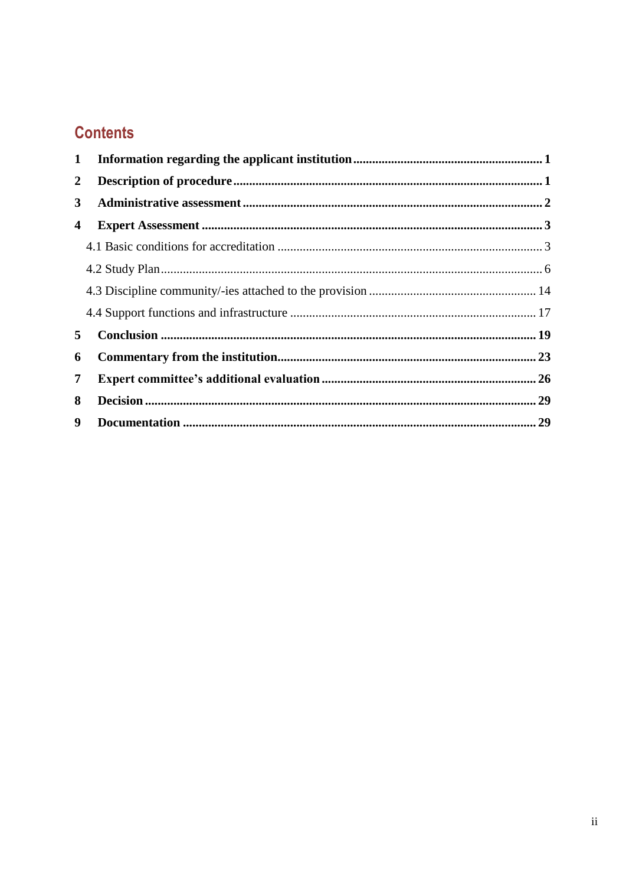## Contents

1 **Information regarding the applicant institution** ..... 1

2 **Description of procedure** ..... 1

3 **Administrative assessment** ..... 2

4 **Expert Assessment** ..... 3

- 4.1 Basic conditions for accreditation ..... 3
- 4.2 Study Plan ..... 6
- 4.3 Discipline community/-ies attached to the provision ..... 14
- 4.4 Support functions and infrastructure ..... 17

5 **Conclusion** ..... 19

6 **Commentary from the institution** ..... 23

7 **Expert committee's additional evaluation** ..... 26

8 **Decision** ..... 29

9 **Documentation** ..... 29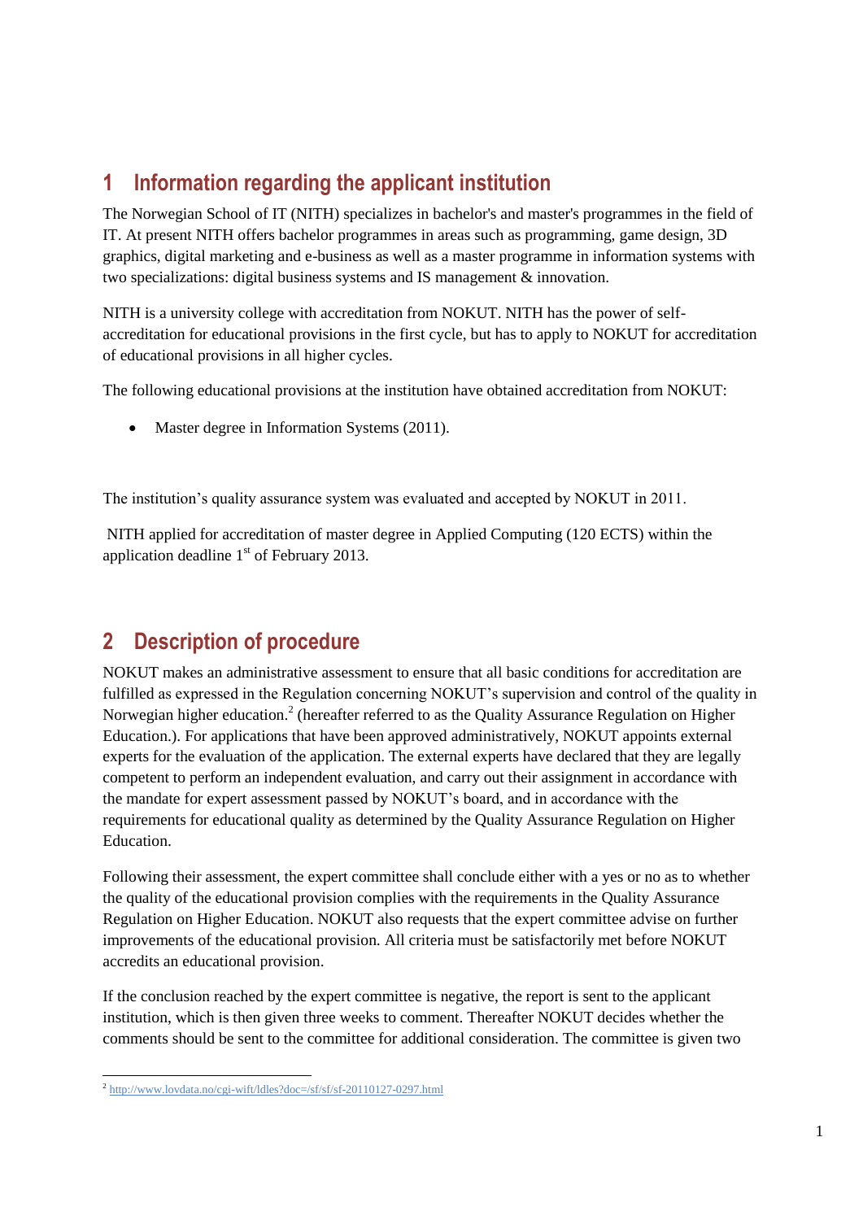# 1 Information regarding the applicant institution

The Norwegian School of IT (NITH) specializes in bachelor's and master's programmes in the field of IT. At present NITH offers bachelor programmes in areas such as programming, game design, 3D graphics, digital marketing and e-business as well as a master programme in information systems with two specializations: digital business systems and IS management & innovation.

NITH is a university college with accreditation from NOKUT. NITH has the power of self-accreditation for educational provisions in the first cycle, but has to apply to NOKUT for accreditation of educational provisions in all higher cycles.

The following educational provisions at the institution have obtained accreditation from NOKUT:

- Master degree in Information Systems (2011).

The institution's quality assurance system was evaluated and accepted by NOKUT in 2011.

NITH applied for accreditation of master degree in Applied Computing (120 ECTS) within the application deadline 1st of February 2013.

# 2 Description of procedure

NOKUT makes an administrative assessment to ensure that all basic conditions for accreditation are fulfilled as expressed in the Regulation concerning NOKUT's supervision and control of the quality in Norwegian higher education.[2] (hereafter referred to as the Quality Assurance Regulation on Higher Education.). For applications that have been approved administratively, NOKUT appoints external experts for the evaluation of the application. The external experts have declared that they are legally competent to perform an independent evaluation, and carry out their assignment in accordance with the mandate for expert assessment passed by NOKUT's board, and in accordance with the requirements for educational quality as determined by the Quality Assurance Regulation on Higher Education.

Following their assessment, the expert committee shall conclude either with a yes or no as to whether the quality of the educational provision complies with the requirements in the Quality Assurance Regulation on Higher Education. NOKUT also requests that the expert committee advise on further improvements of the educational provision. All criteria must be satisfactorily met before NOKUT accredits an educational provision.

If the conclusion reached by the expert committee is negative, the report is sent to the applicant institution, which is then given three weeks to comment. Thereafter NOKUT decides whether the comments should be sent to the committee for additional consideration. The committee is given two

[2] http://www.lovdata.no/cgi-wift/ldles?doc=/sf/sf/sf-20110127-0297.html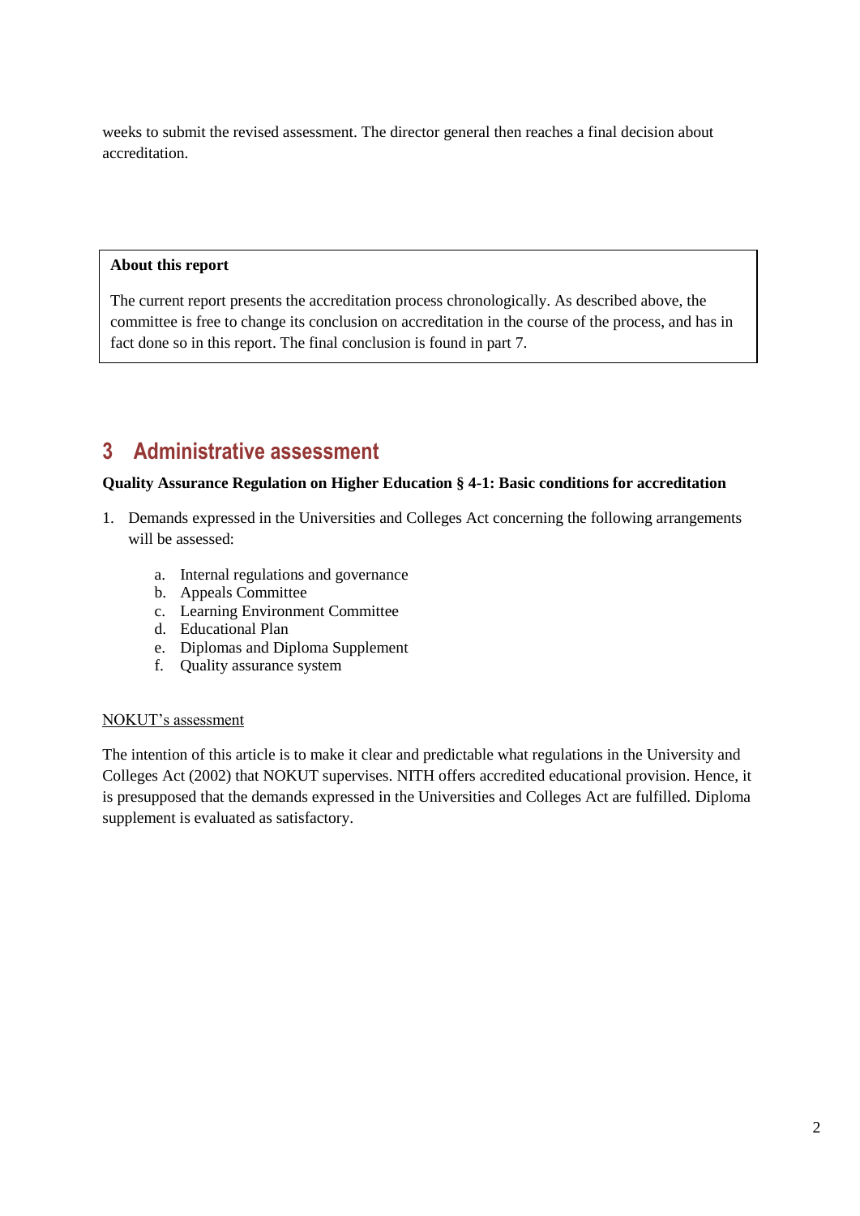weeks to submit the revised assessment. The director general then reaches a final decision about accreditation.

> **About this report**
>
> The current report presents the accreditation process chronologically. As described above, the committee is free to change its conclusion on accreditation in the course of the process, and has in fact done so in this report. The final conclusion is found in part 7.

# 3 Administrative assessment

**Quality Assurance Regulation on Higher Education § 4-1: Basic conditions for accreditation**

1. Demands expressed in the Universities and Colleges Act concerning the following arrangements will be assessed:

    a. Internal regulations and governance
    b. Appeals Committee
    c. Learning Environment Committee
    d. Educational Plan
    e. Diplomas and Diploma Supplement
    f. Quality assurance system

<u>NOKUT's assessment</u>

The intention of this article is to make it clear and predictable what regulations in the University and Colleges Act (2002) that NOKUT supervises. NITH offers accredited educational provision. Hence, it is presupposed that the demands expressed in the Universities and Colleges Act are fulfilled. Diploma supplement is evaluated as satisfactory.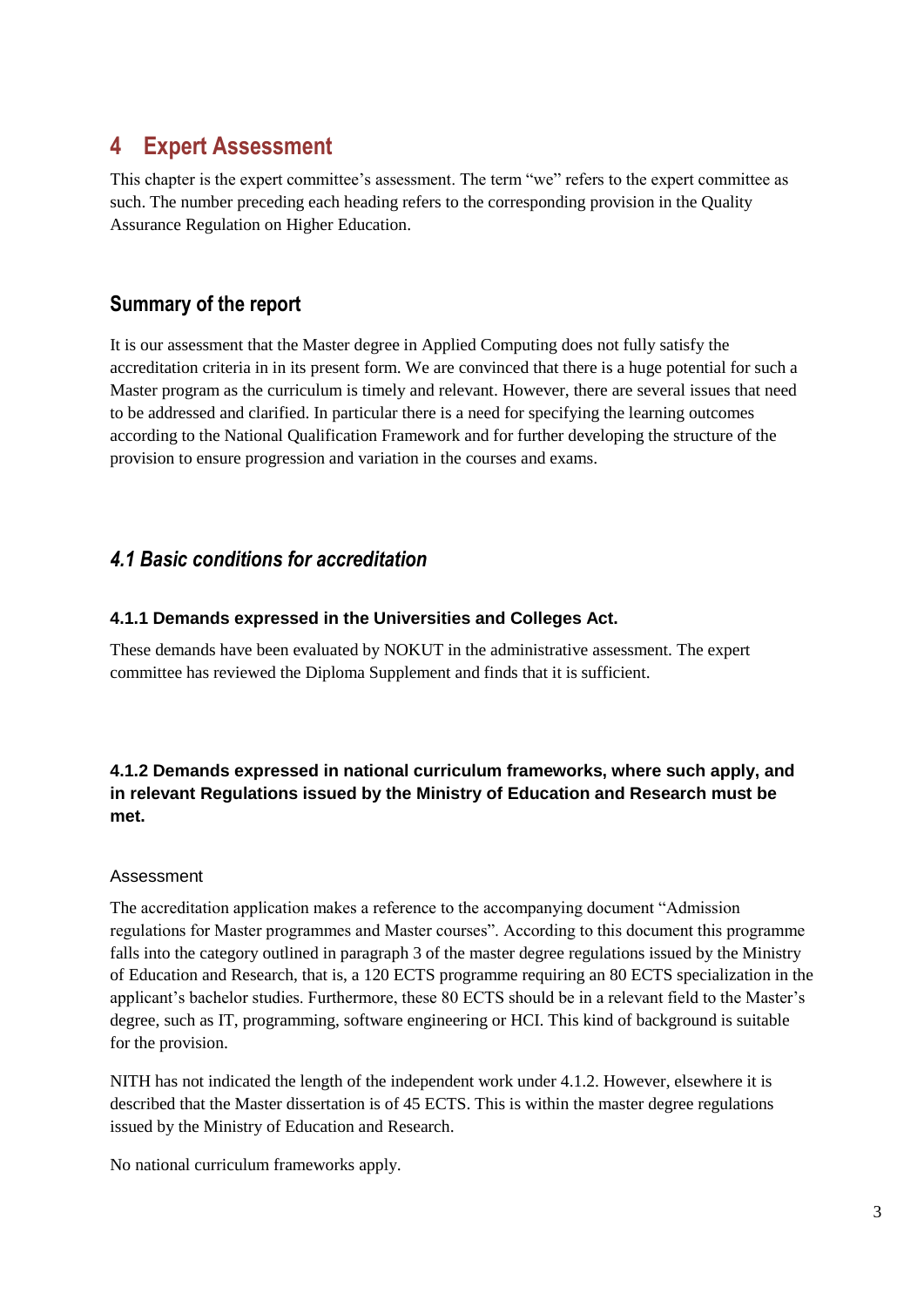# 4 Expert Assessment

This chapter is the expert committee's assessment. The term "we" refers to the expert committee as such. The number preceding each heading refers to the corresponding provision in the Quality Assurance Regulation on Higher Education.

## Summary of the report

It is our assessment that the Master degree in Applied Computing does not fully satisfy the accreditation criteria in in its present form. We are convinced that there is a huge potential for such a Master program as the curriculum is timely and relevant. However, there are several issues that need to be addressed and clarified. In particular there is a need for specifying the learning outcomes according to the National Qualification Framework and for further developing the structure of the provision to ensure progression and variation in the courses and exams.

## *4.1 Basic conditions for accreditation*

### 4.1.1 Demands expressed in the Universities and Colleges Act.

These demands have been evaluated by NOKUT in the administrative assessment. The expert committee has reviewed the Diploma Supplement and finds that it is sufficient.

### 4.1.2 Demands expressed in national curriculum frameworks, where such apply, and in relevant Regulations issued by the Ministry of Education and Research must be met.

Assessment

The accreditation application makes a reference to the accompanying document "Admission regulations for Master programmes and Master courses". According to this document this programme falls into the category outlined in paragraph 3 of the master degree regulations issued by the Ministry of Education and Research, that is, a 120 ECTS programme requiring an 80 ECTS specialization in the applicant's bachelor studies. Furthermore, these 80 ECTS should be in a relevant field to the Master's degree, such as IT, programming, software engineering or HCI. This kind of background is suitable for the provision.

NITH has not indicated the length of the independent work under 4.1.2. However, elsewhere it is described that the Master dissertation is of 45 ECTS. This is within the master degree regulations issued by the Ministry of Education and Research.

No national curriculum frameworks apply.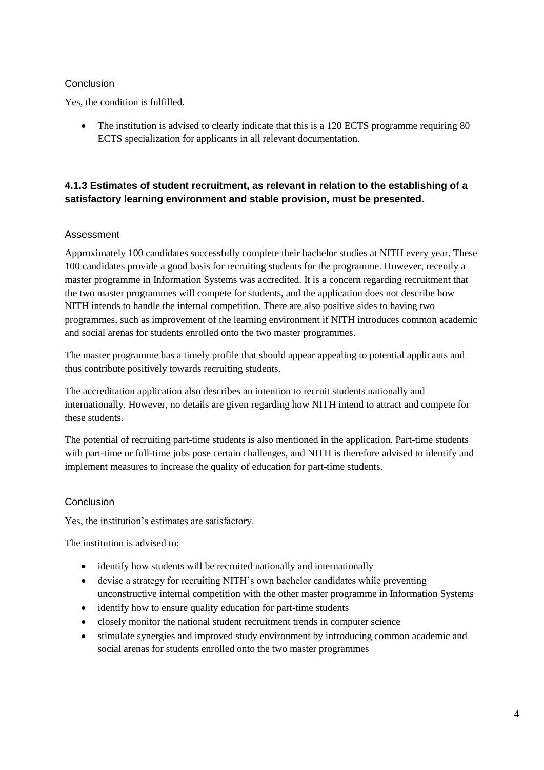## Conclusion

Yes, the condition is fulfilled.

- The institution is advised to clearly indicate that this is a 120 ECTS programme requiring 80 ECTS specialization for applicants in all relevant documentation.

### 4.1.3 Estimates of student recruitment, as relevant in relation to the establishing of a satisfactory learning environment and stable provision, must be presented.

## Assessment

Approximately 100 candidates successfully complete their bachelor studies at NITH every year. These 100 candidates provide a good basis for recruiting students for the programme. However, recently a master programme in Information Systems was accredited. It is a concern regarding recruitment that the two master programmes will compete for students, and the application does not describe how NITH intends to handle the internal competition. There are also positive sides to having two programmes, such as improvement of the learning environment if NITH introduces common academic and social arenas for students enrolled onto the two master programmes.

The master programme has a timely profile that should appear appealing to potential applicants and thus contribute positively towards recruiting students.

The accreditation application also describes an intention to recruit students nationally and internationally. However, no details are given regarding how NITH intend to attract and compete for these students.

The potential of recruiting part-time students is also mentioned in the application. Part-time students with part-time or full-time jobs pose certain challenges, and NITH is therefore advised to identify and implement measures to increase the quality of education for part-time students.

## Conclusion

Yes, the institution's estimates are satisfactory.

The institution is advised to:

- identify how students will be recruited nationally and internationally
- devise a strategy for recruiting NITH's own bachelor candidates while preventing unconstructive internal competition with the other master programme in Information Systems
- identify how to ensure quality education for part-time students
- closely monitor the national student recruitment trends in computer science
- stimulate synergies and improved study environment by introducing common academic and social arenas for students enrolled onto the two master programmes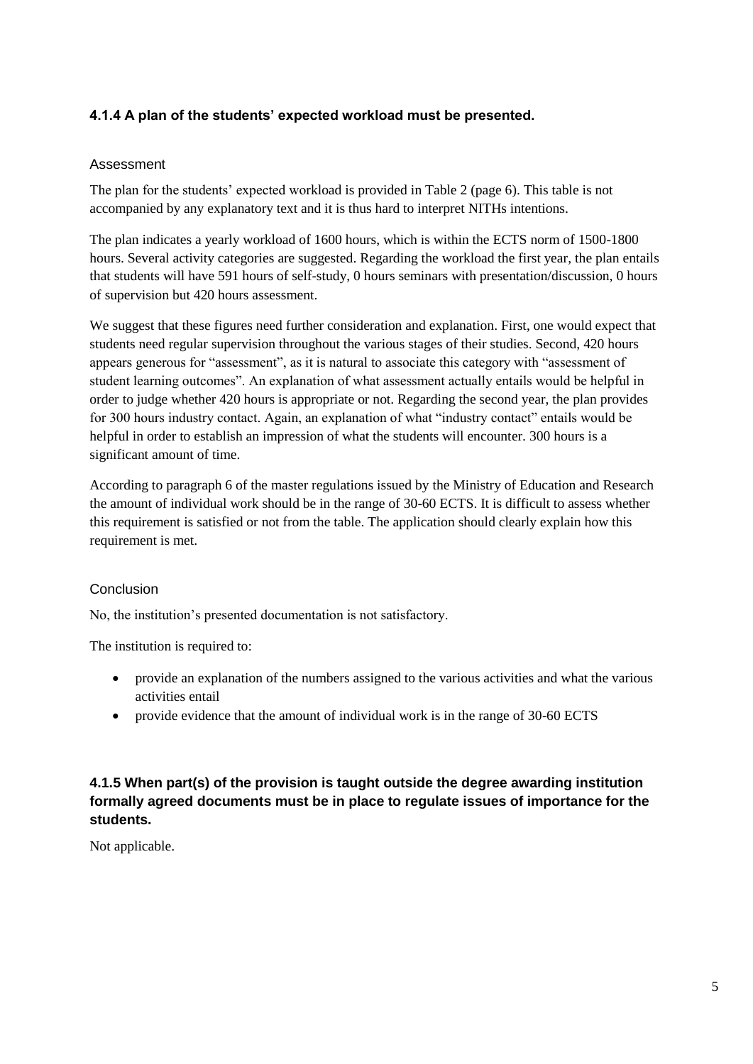### 4.1.4 A plan of the students' expected workload must be presented.

#### Assessment

The plan for the students' expected workload is provided in Table 2 (page 6). This table is not accompanied by any explanatory text and it is thus hard to interpret NITHs intentions.

The plan indicates a yearly workload of 1600 hours, which is within the ECTS norm of 1500-1800 hours. Several activity categories are suggested. Regarding the workload the first year, the plan entails that students will have 591 hours of self-study, 0 hours seminars with presentation/discussion, 0 hours of supervision but 420 hours assessment.

We suggest that these figures need further consideration and explanation. First, one would expect that students need regular supervision throughout the various stages of their studies. Second, 420 hours appears generous for "assessment", as it is natural to associate this category with "assessment of student learning outcomes". An explanation of what assessment actually entails would be helpful in order to judge whether 420 hours is appropriate or not. Regarding the second year, the plan provides for 300 hours industry contact. Again, an explanation of what "industry contact" entails would be helpful in order to establish an impression of what the students will encounter. 300 hours is a significant amount of time.

According to paragraph 6 of the master regulations issued by the Ministry of Education and Research the amount of individual work should be in the range of 30-60 ECTS. It is difficult to assess whether this requirement is satisfied or not from the table. The application should clearly explain how this requirement is met.

#### Conclusion

No, the institution's presented documentation is not satisfactory.

The institution is required to:

- provide an explanation of the numbers assigned to the various activities and what the various activities entail
- provide evidence that the amount of individual work is in the range of 30-60 ECTS

### 4.1.5 When part(s) of the provision is taught outside the degree awarding institution formally agreed documents must be in place to regulate issues of importance for the students.

Not applicable.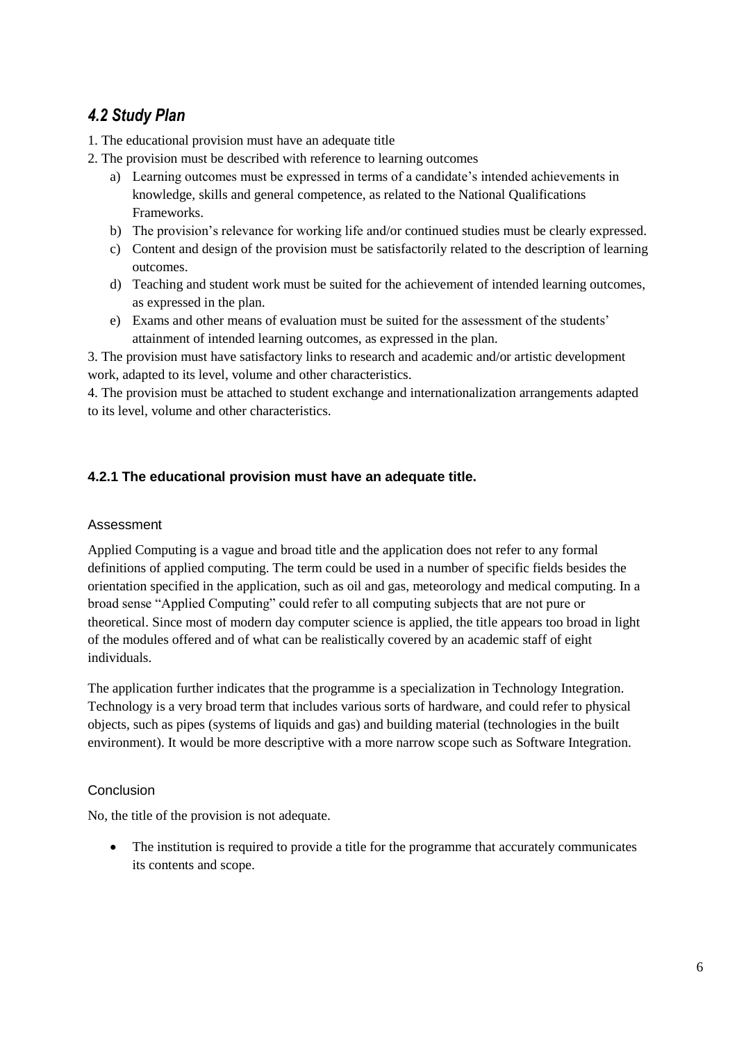## *4.2 Study Plan*

1. The educational provision must have an adequate title
2. The provision must be described with reference to learning outcomes
    a) Learning outcomes must be expressed in terms of a candidate's intended achievements in knowledge, skills and general competence, as related to the National Qualifications Frameworks.
    b) The provision's relevance for working life and/or continued studies must be clearly expressed.
    c) Content and design of the provision must be satisfactorily related to the description of learning outcomes.
    d) Teaching and student work must be suited for the achievement of intended learning outcomes, as expressed in the plan.
    e) Exams and other means of evaluation must be suited for the assessment of the students' attainment of intended learning outcomes, as expressed in the plan.
3. The provision must have satisfactory links to research and academic and/or artistic development work, adapted to its level, volume and other characteristics.
4. The provision must be attached to student exchange and internationalization arrangements adapted to its level, volume and other characteristics.

### 4.2.1 The educational provision must have an adequate title.

#### Assessment

Applied Computing is a vague and broad title and the application does not refer to any formal definitions of applied computing. The term could be used in a number of specific fields besides the orientation specified in the application, such as oil and gas, meteorology and medical computing. In a broad sense "Applied Computing" could refer to all computing subjects that are not pure or theoretical. Since most of modern day computer science is applied, the title appears too broad in light of the modules offered and of what can be realistically covered by an academic staff of eight individuals.

The application further indicates that the programme is a specialization in Technology Integration. Technology is a very broad term that includes various sorts of hardware, and could refer to physical objects, such as pipes (systems of liquids and gas) and building material (technologies in the built environment). It would be more descriptive with a more narrow scope such as Software Integration.

#### Conclusion

No, the title of the provision is not adequate.

- The institution is required to provide a title for the programme that accurately communicates its contents and scope.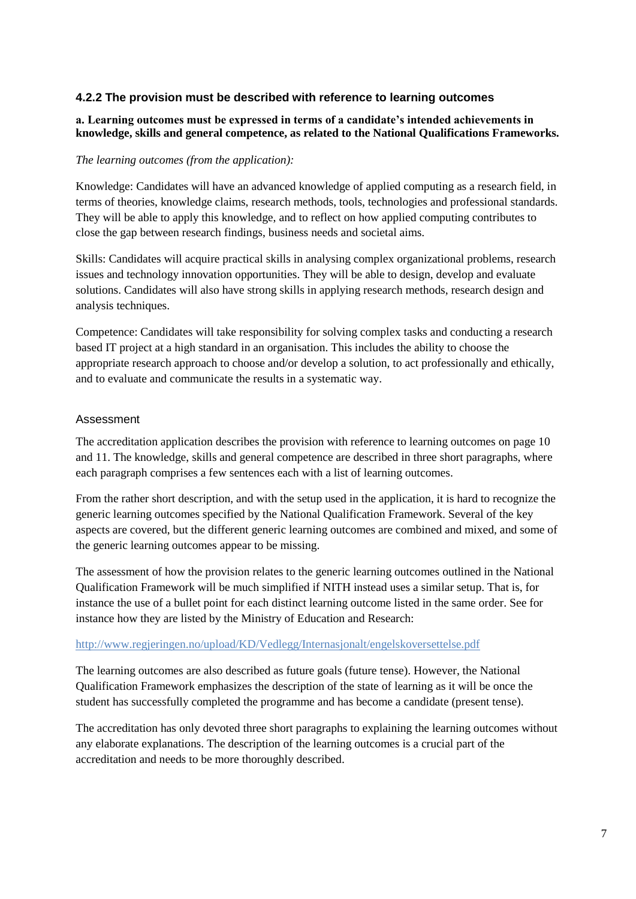### 4.2.2 The provision must be described with reference to learning outcomes

**a. Learning outcomes must be expressed in terms of a candidate's intended achievements in knowledge, skills and general competence, as related to the National Qualifications Frameworks.**

*The learning outcomes (from the application):*

Knowledge: Candidates will have an advanced knowledge of applied computing as a research field, in terms of theories, knowledge claims, research methods, tools, technologies and professional standards. They will be able to apply this knowledge, and to reflect on how applied computing contributes to close the gap between research findings, business needs and societal aims.

Skills: Candidates will acquire practical skills in analysing complex organizational problems, research issues and technology innovation opportunities. They will be able to design, develop and evaluate solutions. Candidates will also have strong skills in applying research methods, research design and analysis techniques.

Competence: Candidates will take responsibility for solving complex tasks and conducting a research based IT project at a high standard in an organisation. This includes the ability to choose the appropriate research approach to choose and/or develop a solution, to act professionally and ethically, and to evaluate and communicate the results in a systematic way.

#### Assessment

The accreditation application describes the provision with reference to learning outcomes on page 10 and 11. The knowledge, skills and general competence are described in three short paragraphs, where each paragraph comprises a few sentences each with a list of learning outcomes.

From the rather short description, and with the setup used in the application, it is hard to recognize the generic learning outcomes specified by the National Qualification Framework. Several of the key aspects are covered, but the different generic learning outcomes are combined and mixed, and some of the generic learning outcomes appear to be missing.

The assessment of how the provision relates to the generic learning outcomes outlined in the National Qualification Framework will be much simplified if NITH instead uses a similar setup. That is, for instance the use of a bullet point for each distinct learning outcome listed in the same order. See for instance how they are listed by the Ministry of Education and Research:

http://www.regjeringen.no/upload/KD/Vedlegg/Internasjonalt/engelskoversettelse.pdf

The learning outcomes are also described as future goals (future tense). However, the National Qualification Framework emphasizes the description of the state of learning as it will be once the student has successfully completed the programme and has become a candidate (present tense).

The accreditation has only devoted three short paragraphs to explaining the learning outcomes without any elaborate explanations. The description of the learning outcomes is a crucial part of the accreditation and needs to be more thoroughly described.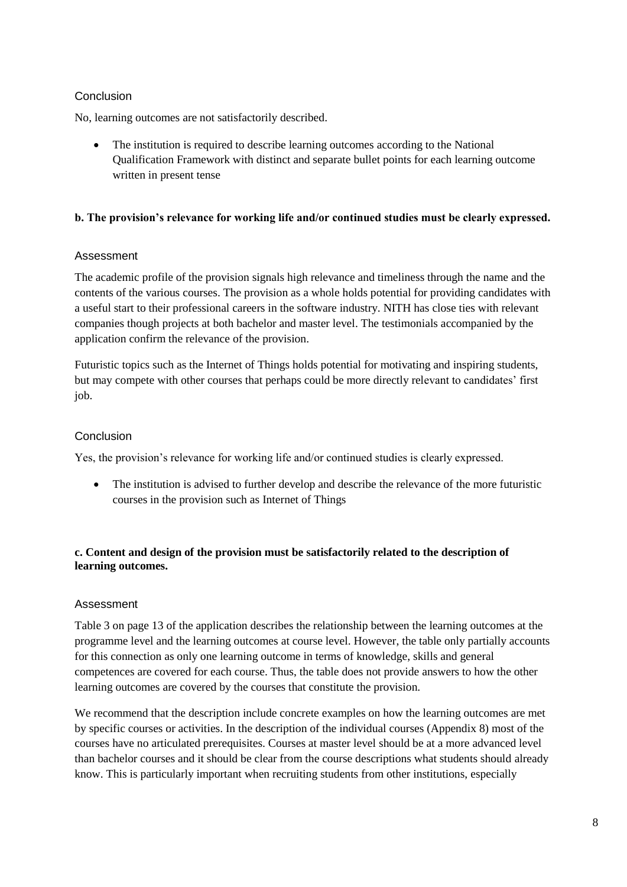### Conclusion

No, learning outcomes are not satisfactorily described.

- The institution is required to describe learning outcomes according to the National Qualification Framework with distinct and separate bullet points for each learning outcome written in present tense

**b. The provision's relevance for working life and/or continued studies must be clearly expressed.**

### Assessment

The academic profile of the provision signals high relevance and timeliness through the name and the contents of the various courses. The provision as a whole holds potential for providing candidates with a useful start to their professional careers in the software industry. NITH has close ties with relevant companies though projects at both bachelor and master level. The testimonials accompanied by the application confirm the relevance of the provision.

Futuristic topics such as the Internet of Things holds potential for motivating and inspiring students, but may compete with other courses that perhaps could be more directly relevant to candidates' first job.

### Conclusion

Yes, the provision's relevance for working life and/or continued studies is clearly expressed.

- The institution is advised to further develop and describe the relevance of the more futuristic courses in the provision such as Internet of Things

**c. Content and design of the provision must be satisfactorily related to the description of learning outcomes.**

### Assessment

Table 3 on page 13 of the application describes the relationship between the learning outcomes at the programme level and the learning outcomes at course level. However, the table only partially accounts for this connection as only one learning outcome in terms of knowledge, skills and general competences are covered for each course. Thus, the table does not provide answers to how the other learning outcomes are covered by the courses that constitute the provision.

We recommend that the description include concrete examples on how the learning outcomes are met by specific courses or activities. In the description of the individual courses (Appendix 8) most of the courses have no articulated prerequisites. Courses at master level should be at a more advanced level than bachelor courses and it should be clear from the course descriptions what students should already know. This is particularly important when recruiting students from other institutions, especially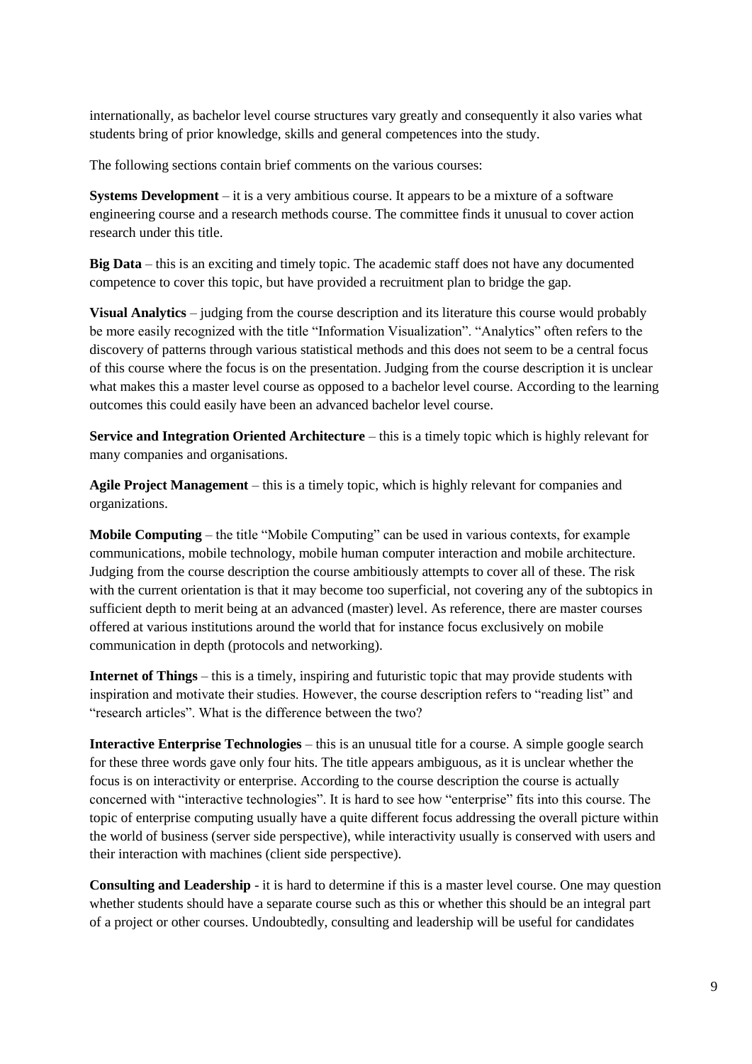internationally, as bachelor level course structures vary greatly and consequently it also varies what students bring of prior knowledge, skills and general competences into the study.

The following sections contain brief comments on the various courses:

**Systems Development** – it is a very ambitious course. It appears to be a mixture of a software engineering course and a research methods course. The committee finds it unusual to cover action research under this title.

**Big Data** – this is an exciting and timely topic. The academic staff does not have any documented competence to cover this topic, but have provided a recruitment plan to bridge the gap.

**Visual Analytics** – judging from the course description and its literature this course would probably be more easily recognized with the title "Information Visualization". "Analytics" often refers to the discovery of patterns through various statistical methods and this does not seem to be a central focus of this course where the focus is on the presentation. Judging from the course description it is unclear what makes this a master level course as opposed to a bachelor level course. According to the learning outcomes this could easily have been an advanced bachelor level course.

**Service and Integration Oriented Architecture** – this is a timely topic which is highly relevant for many companies and organisations.

**Agile Project Management** – this is a timely topic, which is highly relevant for companies and organizations.

**Mobile Computing** – the title "Mobile Computing" can be used in various contexts, for example communications, mobile technology, mobile human computer interaction and mobile architecture. Judging from the course description the course ambitiously attempts to cover all of these. The risk with the current orientation is that it may become too superficial, not covering any of the subtopics in sufficient depth to merit being at an advanced (master) level. As reference, there are master courses offered at various institutions around the world that for instance focus exclusively on mobile communication in depth (protocols and networking).

**Internet of Things** – this is a timely, inspiring and futuristic topic that may provide students with inspiration and motivate their studies. However, the course description refers to "reading list" and "research articles". What is the difference between the two?

**Interactive Enterprise Technologies** – this is an unusual title for a course. A simple google search for these three words gave only four hits. The title appears ambiguous, as it is unclear whether the focus is on interactivity or enterprise. According to the course description the course is actually concerned with "interactive technologies". It is hard to see how "enterprise" fits into this course. The topic of enterprise computing usually have a quite different focus addressing the overall picture within the world of business (server side perspective), while interactivity usually is conserved with users and their interaction with machines (client side perspective).

**Consulting and Leadership** - it is hard to determine if this is a master level course. One may question whether students should have a separate course such as this or whether this should be an integral part of a project or other courses. Undoubtedly, consulting and leadership will be useful for candidates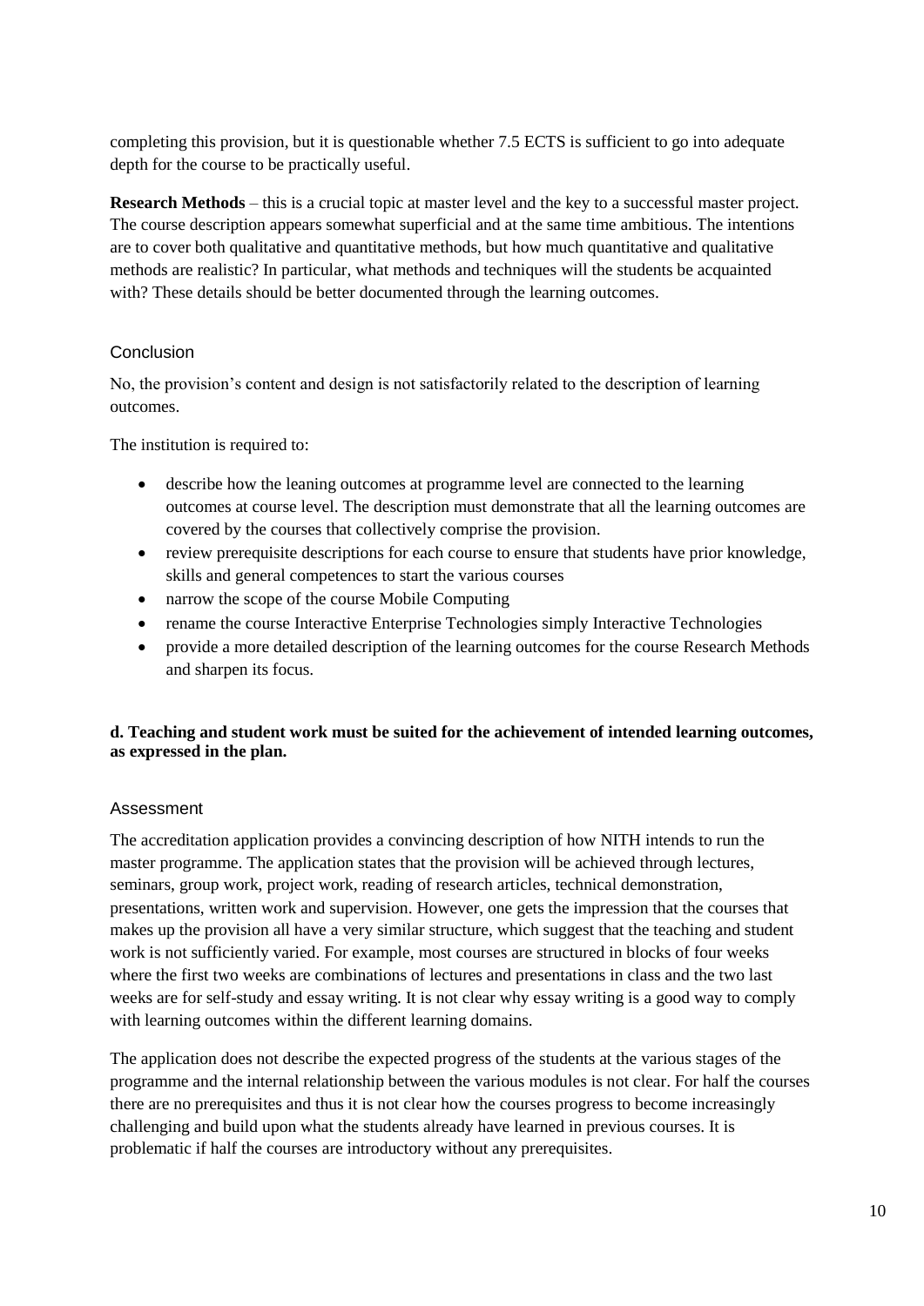completing this provision, but it is questionable whether 7.5 ECTS is sufficient to go into adequate depth for the course to be practically useful.

**Research Methods** – this is a crucial topic at master level and the key to a successful master project. The course description appears somewhat superficial and at the same time ambitious. The intentions are to cover both qualitative and quantitative methods, but how much quantitative and qualitative methods are realistic? In particular, what methods and techniques will the students be acquainted with? These details should be better documented through the learning outcomes.

### Conclusion

No, the provision's content and design is not satisfactorily related to the description of learning outcomes.

The institution is required to:

- describe how the leaning outcomes at programme level are connected to the learning outcomes at course level. The description must demonstrate that all the learning outcomes are covered by the courses that collectively comprise the provision.
- review prerequisite descriptions for each course to ensure that students have prior knowledge, skills and general competences to start the various courses
- narrow the scope of the course Mobile Computing
- rename the course Interactive Enterprise Technologies simply Interactive Technologies
- provide a more detailed description of the learning outcomes for the course Research Methods and sharpen its focus.

**d. Teaching and student work must be suited for the achievement of intended learning outcomes, as expressed in the plan.**

### Assessment

The accreditation application provides a convincing description of how NITH intends to run the master programme. The application states that the provision will be achieved through lectures, seminars, group work, project work, reading of research articles, technical demonstration, presentations, written work and supervision. However, one gets the impression that the courses that makes up the provision all have a very similar structure, which suggest that the teaching and student work is not sufficiently varied. For example, most courses are structured in blocks of four weeks where the first two weeks are combinations of lectures and presentations in class and the two last weeks are for self-study and essay writing. It is not clear why essay writing is a good way to comply with learning outcomes within the different learning domains.

The application does not describe the expected progress of the students at the various stages of the programme and the internal relationship between the various modules is not clear. For half the courses there are no prerequisites and thus it is not clear how the courses progress to become increasingly challenging and build upon what the students already have learned in previous courses. It is problematic if half the courses are introductory without any prerequisites.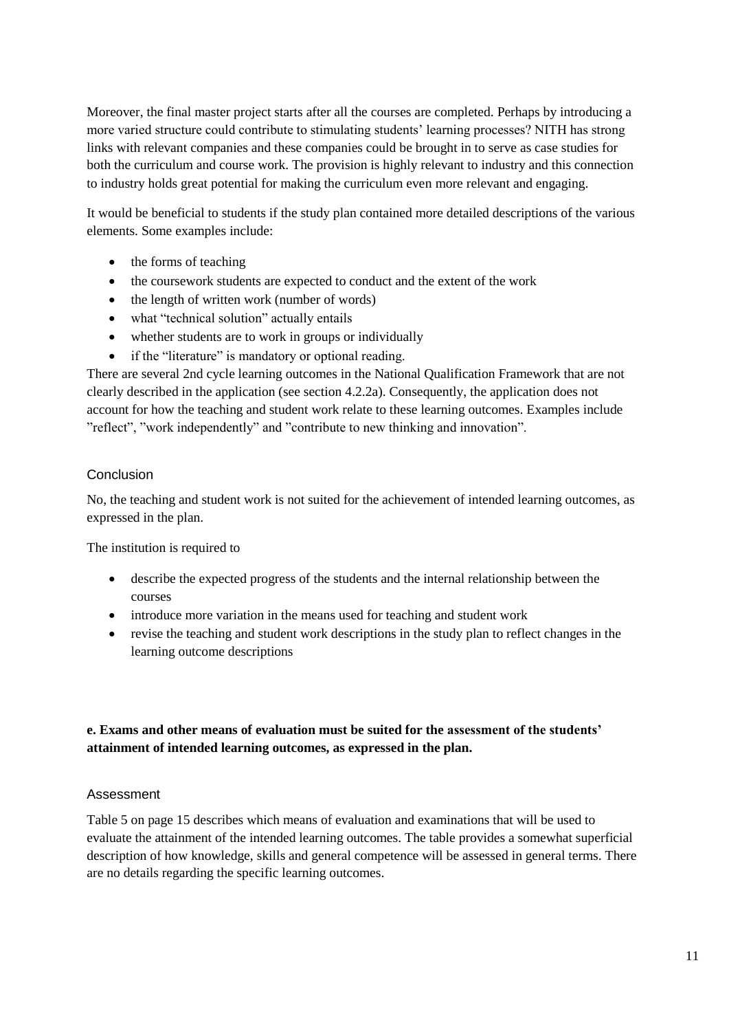Moreover, the final master project starts after all the courses are completed. Perhaps by introducing a more varied structure could contribute to stimulating students' learning processes? NITH has strong links with relevant companies and these companies could be brought in to serve as case studies for both the curriculum and course work. The provision is highly relevant to industry and this connection to industry holds great potential for making the curriculum even more relevant and engaging.

It would be beneficial to students if the study plan contained more detailed descriptions of the various elements. Some examples include:

- the forms of teaching
- the coursework students are expected to conduct and the extent of the work
- the length of written work (number of words)
- what "technical solution" actually entails
- whether students are to work in groups or individually
- if the "literature" is mandatory or optional reading.

There are several 2nd cycle learning outcomes in the National Qualification Framework that are not clearly described in the application (see section 4.2.2a). Consequently, the application does not account for how the teaching and student work relate to these learning outcomes. Examples include "reflect", "work independently" and "contribute to new thinking and innovation".

### Conclusion

No, the teaching and student work is not suited for the achievement of intended learning outcomes, as expressed in the plan.

The institution is required to

- describe the expected progress of the students and the internal relationship between the courses
- introduce more variation in the means used for teaching and student work
- revise the teaching and student work descriptions in the study plan to reflect changes in the learning outcome descriptions

**e. Exams and other means of evaluation must be suited for the assessment of the students' attainment of intended learning outcomes, as expressed in the plan.**

### Assessment

Table 5 on page 15 describes which means of evaluation and examinations that will be used to evaluate the attainment of the intended learning outcomes. The table provides a somewhat superficial description of how knowledge, skills and general competence will be assessed in general terms. There are no details regarding the specific learning outcomes.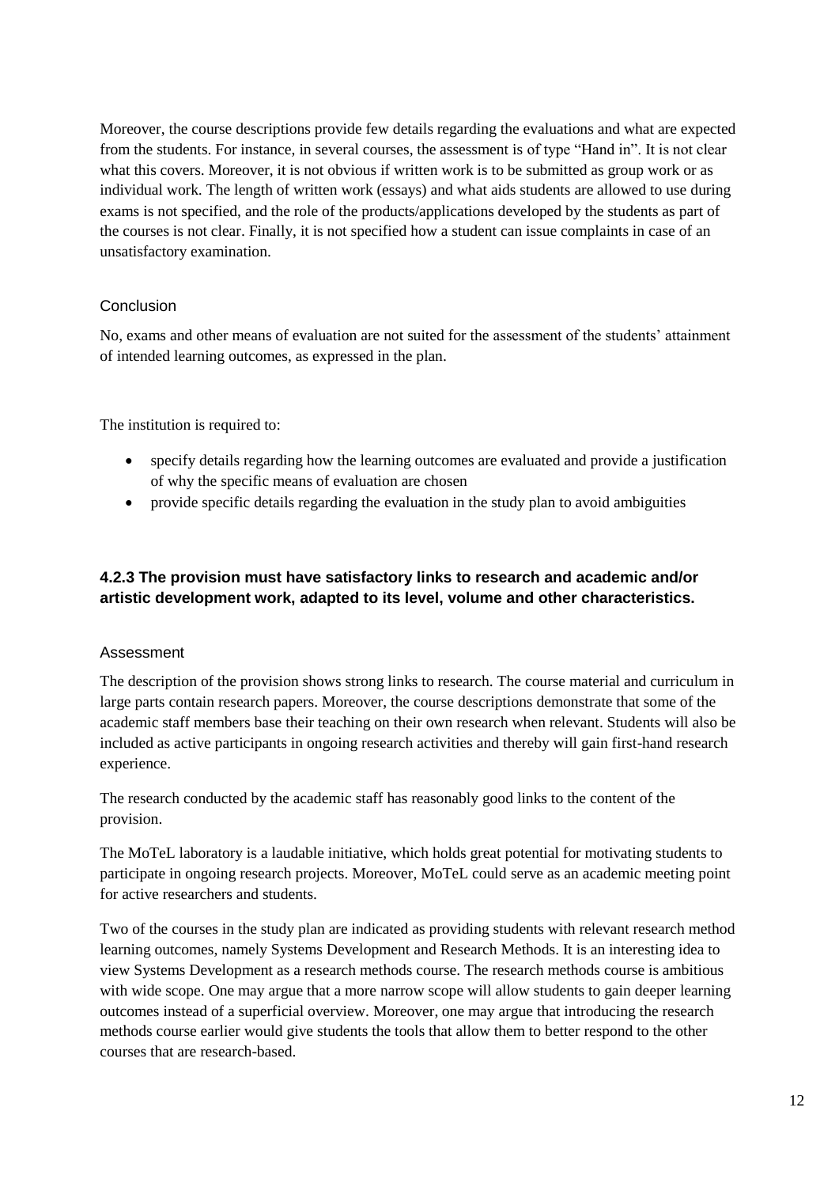Moreover, the course descriptions provide few details regarding the evaluations and what are expected from the students. For instance, in several courses, the assessment is of type "Hand in". It is not clear what this covers. Moreover, it is not obvious if written work is to be submitted as group work or as individual work. The length of written work (essays) and what aids students are allowed to use during exams is not specified, and the role of the products/applications developed by the students as part of the courses is not clear. Finally, it is not specified how a student can issue complaints in case of an unsatisfactory examination.

### Conclusion

No, exams and other means of evaluation are not suited for the assessment of the students' attainment of intended learning outcomes, as expressed in the plan.

The institution is required to:

- specify details regarding how the learning outcomes are evaluated and provide a justification of why the specific means of evaluation are chosen
- provide specific details regarding the evaluation in the study plan to avoid ambiguities

## 4.2.3 The provision must have satisfactory links to research and academic and/or artistic development work, adapted to its level, volume and other characteristics.

### Assessment

The description of the provision shows strong links to research. The course material and curriculum in large parts contain research papers. Moreover, the course descriptions demonstrate that some of the academic staff members base their teaching on their own research when relevant. Students will also be included as active participants in ongoing research activities and thereby will gain first-hand research experience.

The research conducted by the academic staff has reasonably good links to the content of the provision.

The MoTeL laboratory is a laudable initiative, which holds great potential for motivating students to participate in ongoing research projects. Moreover, MoTeL could serve as an academic meeting point for active researchers and students.

Two of the courses in the study plan are indicated as providing students with relevant research method learning outcomes, namely Systems Development and Research Methods. It is an interesting idea to view Systems Development as a research methods course. The research methods course is ambitious with wide scope. One may argue that a more narrow scope will allow students to gain deeper learning outcomes instead of a superficial overview. Moreover, one may argue that introducing the research methods course earlier would give students the tools that allow them to better respond to the other courses that are research-based.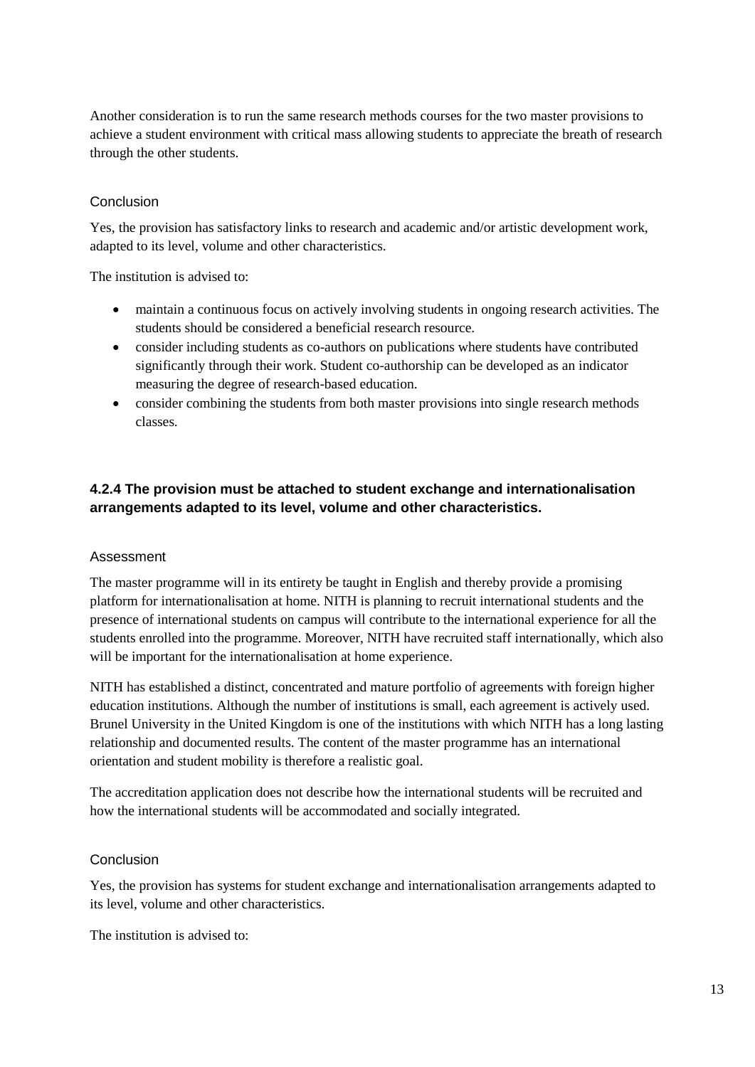Another consideration is to run the same research methods courses for the two master provisions to achieve a student environment with critical mass allowing students to appreciate the breath of research through the other students.

#### Conclusion

Yes, the provision has satisfactory links to research and academic and/or artistic development work, adapted to its level, volume and other characteristics.

The institution is advised to:

- maintain a continuous focus on actively involving students in ongoing research activities. The students should be considered a beneficial research resource.
- consider including students as co-authors on publications where students have contributed significantly through their work. Student co-authorship can be developed as an indicator measuring the degree of research-based education.
- consider combining the students from both master provisions into single research methods classes.

### 4.2.4 The provision must be attached to student exchange and internationalisation arrangements adapted to its level, volume and other characteristics.

#### Assessment

The master programme will in its entirety be taught in English and thereby provide a promising platform for internationalisation at home. NITH is planning to recruit international students and the presence of international students on campus will contribute to the international experience for all the students enrolled into the programme. Moreover, NITH have recruited staff internationally, which also will be important for the internationalisation at home experience.

NITH has established a distinct, concentrated and mature portfolio of agreements with foreign higher education institutions. Although the number of institutions is small, each agreement is actively used. Brunel University in the United Kingdom is one of the institutions with which NITH has a long lasting relationship and documented results. The content of the master programme has an international orientation and student mobility is therefore a realistic goal.

The accreditation application does not describe how the international students will be recruited and how the international students will be accommodated and socially integrated.

#### Conclusion

Yes, the provision has systems for student exchange and internationalisation arrangements adapted to its level, volume and other characteristics.

The institution is advised to: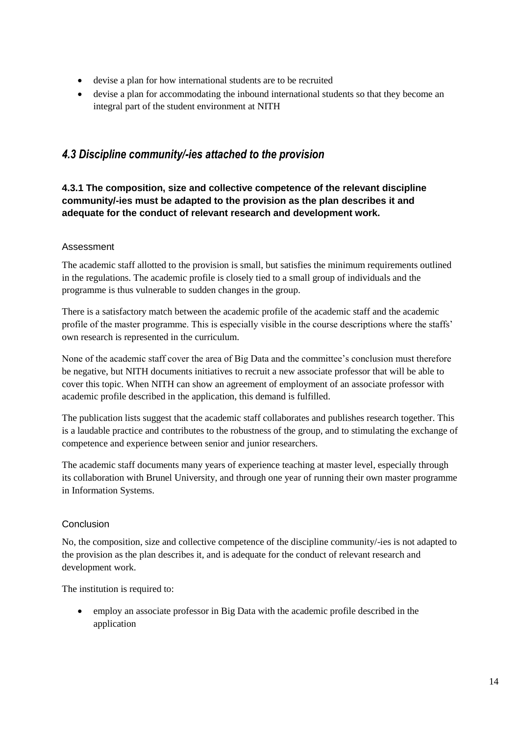- devise a plan for how international students are to be recruited
- devise a plan for accommodating the inbound international students so that they become an integral part of the student environment at NITH

## *4.3 Discipline community/-ies attached to the provision*

**4.3.1 The composition, size and collective competence of the relevant discipline community/-ies must be adapted to the provision as the plan describes it and adequate for the conduct of relevant research and development work.**

#### Assessment

The academic staff allotted to the provision is small, but satisfies the minimum requirements outlined in the regulations. The academic profile is closely tied to a small group of individuals and the programme is thus vulnerable to sudden changes in the group.

There is a satisfactory match between the academic profile of the academic staff and the academic profile of the master programme. This is especially visible in the course descriptions where the staffs' own research is represented in the curriculum.

None of the academic staff cover the area of Big Data and the committee's conclusion must therefore be negative, but NITH documents initiatives to recruit a new associate professor that will be able to cover this topic. When NITH can show an agreement of employment of an associate professor with academic profile described in the application, this demand is fulfilled.

The publication lists suggest that the academic staff collaborates and publishes research together. This is a laudable practice and contributes to the robustness of the group, and to stimulating the exchange of competence and experience between senior and junior researchers.

The academic staff documents many years of experience teaching at master level, especially through its collaboration with Brunel University, and through one year of running their own master programme in Information Systems.

#### Conclusion

No, the composition, size and collective competence of the discipline community/-ies is not adapted to the provision as the plan describes it, and is adequate for the conduct of relevant research and development work.

The institution is required to:

- employ an associate professor in Big Data with the academic profile described in the application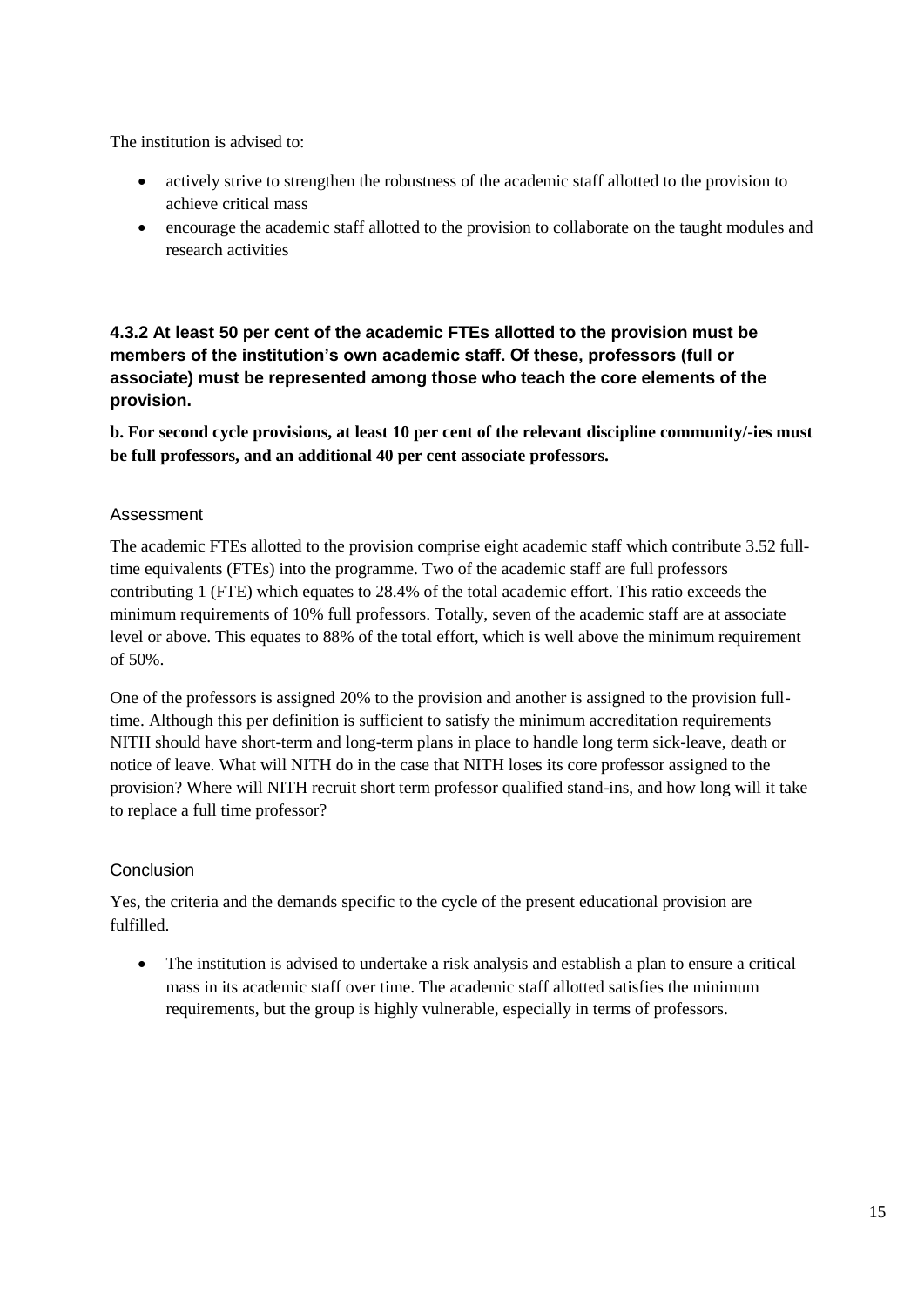The institution is advised to:

- actively strive to strengthen the robustness of the academic staff allotted to the provision to achieve critical mass
- encourage the academic staff allotted to the provision to collaborate on the taught modules and research activities

### 4.3.2 At least 50 per cent of the academic FTEs allotted to the provision must be members of the institution's own academic staff. Of these, professors (full or associate) must be represented among those who teach the core elements of the provision.

**b. For second cycle provisions, at least 10 per cent of the relevant discipline community/-ies must be full professors, and an additional 40 per cent associate professors.**

#### Assessment

The academic FTEs allotted to the provision comprise eight academic staff which contribute 3.52 full-time equivalents (FTEs) into the programme. Two of the academic staff are full professors contributing 1 (FTE) which equates to 28.4% of the total academic effort. This ratio exceeds the minimum requirements of 10% full professors. Totally, seven of the academic staff are at associate level or above. This equates to 88% of the total effort, which is well above the minimum requirement of 50%.

One of the professors is assigned 20% to the provision and another is assigned to the provision full-time. Although this per definition is sufficient to satisfy the minimum accreditation requirements NITH should have short-term and long-term plans in place to handle long term sick-leave, death or notice of leave. What will NITH do in the case that NITH loses its core professor assigned to the provision? Where will NITH recruit short term professor qualified stand-ins, and how long will it take to replace a full time professor?

#### Conclusion

Yes, the criteria and the demands specific to the cycle of the present educational provision are fulfilled.

- The institution is advised to undertake a risk analysis and establish a plan to ensure a critical mass in its academic staff over time. The academic staff allotted satisfies the minimum requirements, but the group is highly vulnerable, especially in terms of professors.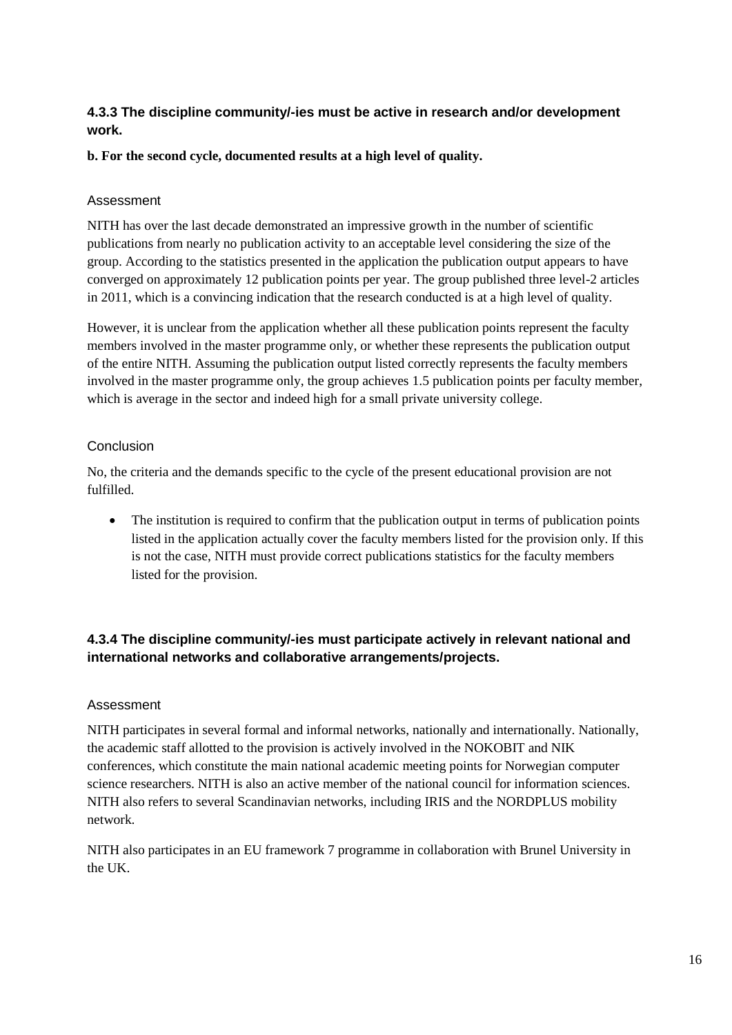### 4.3.3 The discipline community/-ies must be active in research and/or development work.

**b. For the second cycle, documented results at a high level of quality.**

#### Assessment

NITH has over the last decade demonstrated an impressive growth in the number of scientific publications from nearly no publication activity to an acceptable level considering the size of the group. According to the statistics presented in the application the publication output appears to have converged on approximately 12 publication points per year. The group published three level-2 articles in 2011, which is a convincing indication that the research conducted is at a high level of quality.

However, it is unclear from the application whether all these publication points represent the faculty members involved in the master programme only, or whether these represents the publication output of the entire NITH. Assuming the publication output listed correctly represents the faculty members involved in the master programme only, the group achieves 1.5 publication points per faculty member, which is average in the sector and indeed high for a small private university college.

#### Conclusion

No, the criteria and the demands specific to the cycle of the present educational provision are not fulfilled.

- The institution is required to confirm that the publication output in terms of publication points listed in the application actually cover the faculty members listed for the provision only. If this is not the case, NITH must provide correct publications statistics for the faculty members listed for the provision.

### 4.3.4 The discipline community/-ies must participate actively in relevant national and international networks and collaborative arrangements/projects.

#### Assessment

NITH participates in several formal and informal networks, nationally and internationally. Nationally, the academic staff allotted to the provision is actively involved in the NOKOBIT and NIK conferences, which constitute the main national academic meeting points for Norwegian computer science researchers. NITH is also an active member of the national council for information sciences. NITH also refers to several Scandinavian networks, including IRIS and the NORDPLUS mobility network.

NITH also participates in an EU framework 7 programme in collaboration with Brunel University in the UK.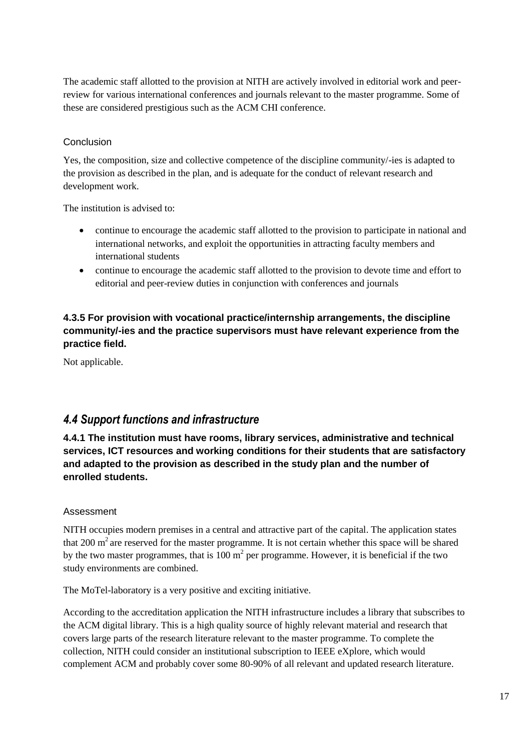The academic staff allotted to the provision at NITH are actively involved in editorial work and peer-review for various international conferences and journals relevant to the master programme. Some of these are considered prestigious such as the ACM CHI conference.

#### Conclusion

Yes, the composition, size and collective competence of the discipline community/-ies is adapted to the provision as described in the plan, and is adequate for the conduct of relevant research and development work.

The institution is advised to:

- continue to encourage the academic staff allotted to the provision to participate in national and international networks, and exploit the opportunities in attracting faculty members and international students
- continue to encourage the academic staff allotted to the provision to devote time and effort to editorial and peer-review duties in conjunction with conferences and journals

### 4.3.5 For provision with vocational practice/internship arrangements, the discipline community/-ies and the practice supervisors must have relevant experience from the practice field.

Not applicable.

## *4.4 Support functions and infrastructure*

### 4.4.1 The institution must have rooms, library services, administrative and technical services, ICT resources and working conditions for their students that are satisfactory and adapted to the provision as described in the study plan and the number of enrolled students.

#### Assessment

NITH occupies modern premises in a central and attractive part of the capital. The application states that 200 $m^2$ are reserved for the master programme. It is not certain whether this space will be shared by the two master programmes, that is 100 $m^2$ per programme. However, it is beneficial if the two study environments are combined.

The MoTel-laboratory is a very positive and exciting initiative.

According to the accreditation application the NITH infrastructure includes a library that subscribes to the ACM digital library. This is a high quality source of highly relevant material and research that covers large parts of the research literature relevant to the master programme. To complete the collection, NITH could consider an institutional subscription to IEEE eXplore, which would complement ACM and probably cover some 80-90% of all relevant and updated research literature.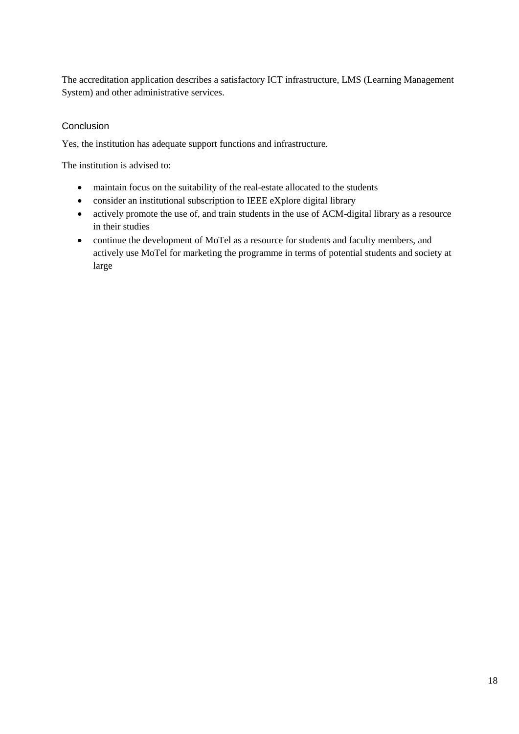The accreditation application describes a satisfactory ICT infrastructure, LMS (Learning Management System) and other administrative services.

### Conclusion

Yes, the institution has adequate support functions and infrastructure.

The institution is advised to:

- maintain focus on the suitability of the real-estate allocated to the students
- consider an institutional subscription to IEEE eXplore digital library
- actively promote the use of, and train students in the use of ACM-digital library as a resource in their studies
- continue the development of MoTel as a resource for students and faculty members, and actively use MoTel for marketing the programme in terms of potential students and society at large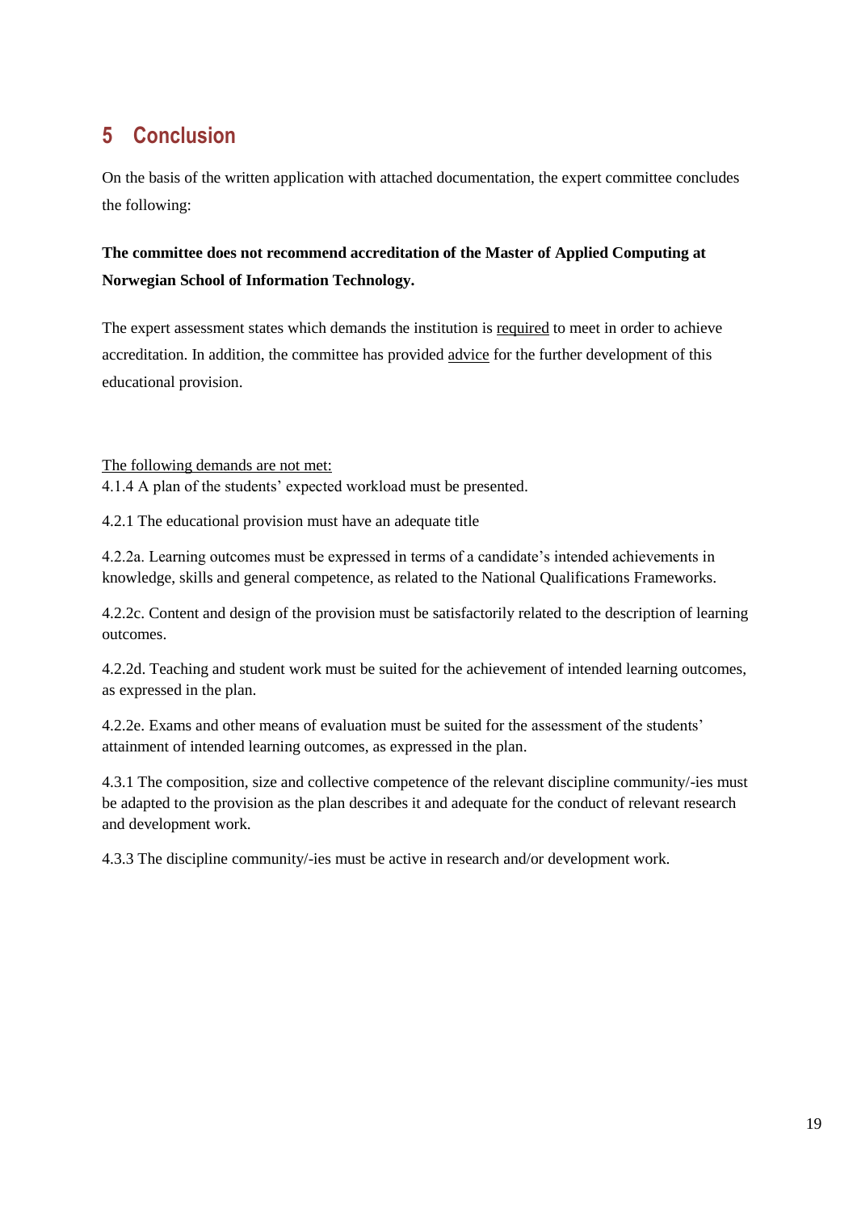# 5 Conclusion

On the basis of the written application with attached documentation, the expert committee concludes the following:

**The committee does not recommend accreditation of the Master of Applied Computing at Norwegian School of Information Technology.**

The expert assessment states which demands the institution is <u>required</u> to meet in order to achieve accreditation. In addition, the committee has provided <u>advice</u> for the further development of this educational provision.

<u>The following demands are not met:</u>

4.1.4 A plan of the students' expected workload must be presented.

4.2.1 The educational provision must have an adequate title

4.2.2a. Learning outcomes must be expressed in terms of a candidate's intended achievements in knowledge, skills and general competence, as related to the National Qualifications Frameworks.

4.2.2c. Content and design of the provision must be satisfactorily related to the description of learning outcomes.

4.2.2d. Teaching and student work must be suited for the achievement of intended learning outcomes, as expressed in the plan.

4.2.2e. Exams and other means of evaluation must be suited for the assessment of the students' attainment of intended learning outcomes, as expressed in the plan.

4.3.1 The composition, size and collective competence of the relevant discipline community/-ies must be adapted to the provision as the plan describes it and adequate for the conduct of relevant research and development work.

4.3.3 The discipline community/-ies must be active in research and/or development work.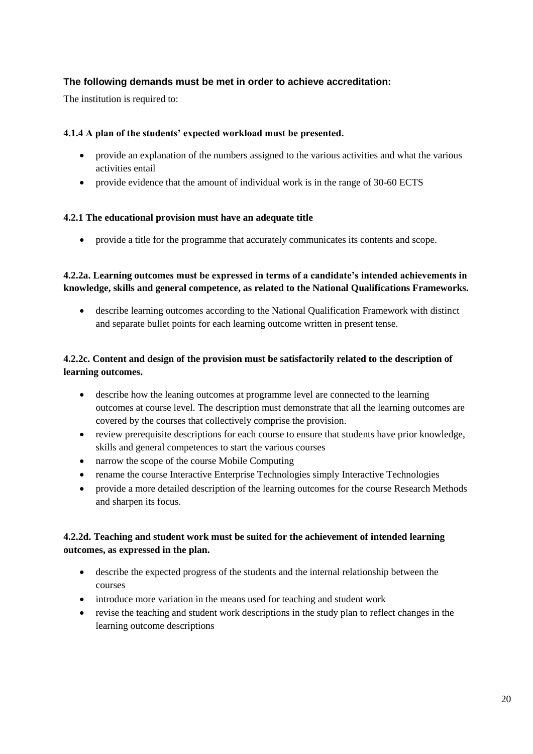### The following demands must be met in order to achieve accreditation:

The institution is required to:

**4.1.4 A plan of the students' expected workload must be presented.**

- provide an explanation of the numbers assigned to the various activities and what the various activities entail
- provide evidence that the amount of individual work is in the range of 30-60 ECTS

**4.2.1 The educational provision must have an adequate title**

- provide a title for the programme that accurately communicates its contents and scope.

**4.2.2a. Learning outcomes must be expressed in terms of a candidate's intended achievements in knowledge, skills and general competence, as related to the National Qualifications Frameworks.**

- describe learning outcomes according to the National Qualification Framework with distinct and separate bullet points for each learning outcome written in present tense.

**4.2.2c. Content and design of the provision must be satisfactorily related to the description of learning outcomes.**

- describe how the leaning outcomes at programme level are connected to the learning outcomes at course level. The description must demonstrate that all the learning outcomes are covered by the courses that collectively comprise the provision.
- review prerequisite descriptions for each course to ensure that students have prior knowledge, skills and general competences to start the various courses
- narrow the scope of the course Mobile Computing
- rename the course Interactive Enterprise Technologies simply Interactive Technologies
- provide a more detailed description of the learning outcomes for the course Research Methods and sharpen its focus.

**4.2.2d. Teaching and student work must be suited for the achievement of intended learning outcomes, as expressed in the plan.**

- describe the expected progress of the students and the internal relationship between the courses
- introduce more variation in the means used for teaching and student work
- revise the teaching and student work descriptions in the study plan to reflect changes in the learning outcome descriptions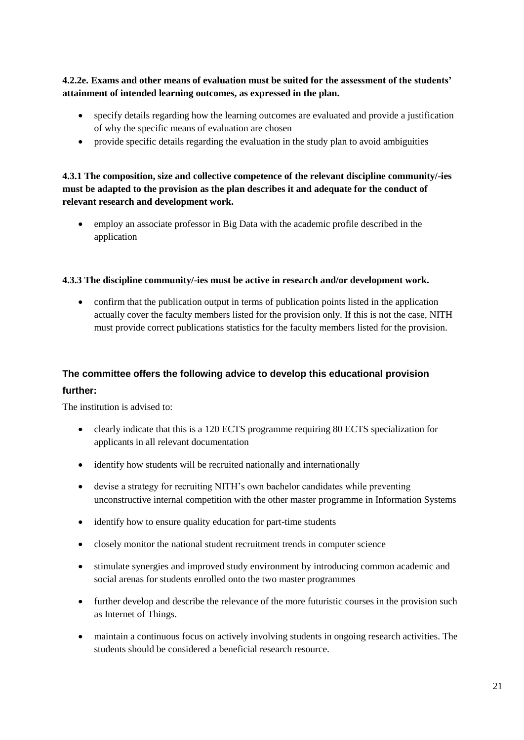**4.2.2e. Exams and other means of evaluation must be suited for the assessment of the students' attainment of intended learning outcomes, as expressed in the plan.**

- specify details regarding how the learning outcomes are evaluated and provide a justification of why the specific means of evaluation are chosen
- provide specific details regarding the evaluation in the study plan to avoid ambiguities

**4.3.1 The composition, size and collective competence of the relevant discipline community/-ies must be adapted to the provision as the plan describes it and adequate for the conduct of relevant research and development work.**

- employ an associate professor in Big Data with the academic profile described in the application

**4.3.3 The discipline community/-ies must be active in research and/or development work.**

- confirm that the publication output in terms of publication points listed in the application actually cover the faculty members listed for the provision only. If this is not the case, NITH must provide correct publications statistics for the faculty members listed for the provision.

### The committee offers the following advice to develop this educational provision further:

The institution is advised to:

- clearly indicate that this is a 120 ECTS programme requiring 80 ECTS specialization for applicants in all relevant documentation
- identify how students will be recruited nationally and internationally
- devise a strategy for recruiting NITH's own bachelor candidates while preventing unconstructive internal competition with the other master programme in Information Systems
- identify how to ensure quality education for part-time students
- closely monitor the national student recruitment trends in computer science
- stimulate synergies and improved study environment by introducing common academic and social arenas for students enrolled onto the two master programmes
- further develop and describe the relevance of the more futuristic courses in the provision such as Internet of Things.
- maintain a continuous focus on actively involving students in ongoing research activities. The students should be considered a beneficial research resource.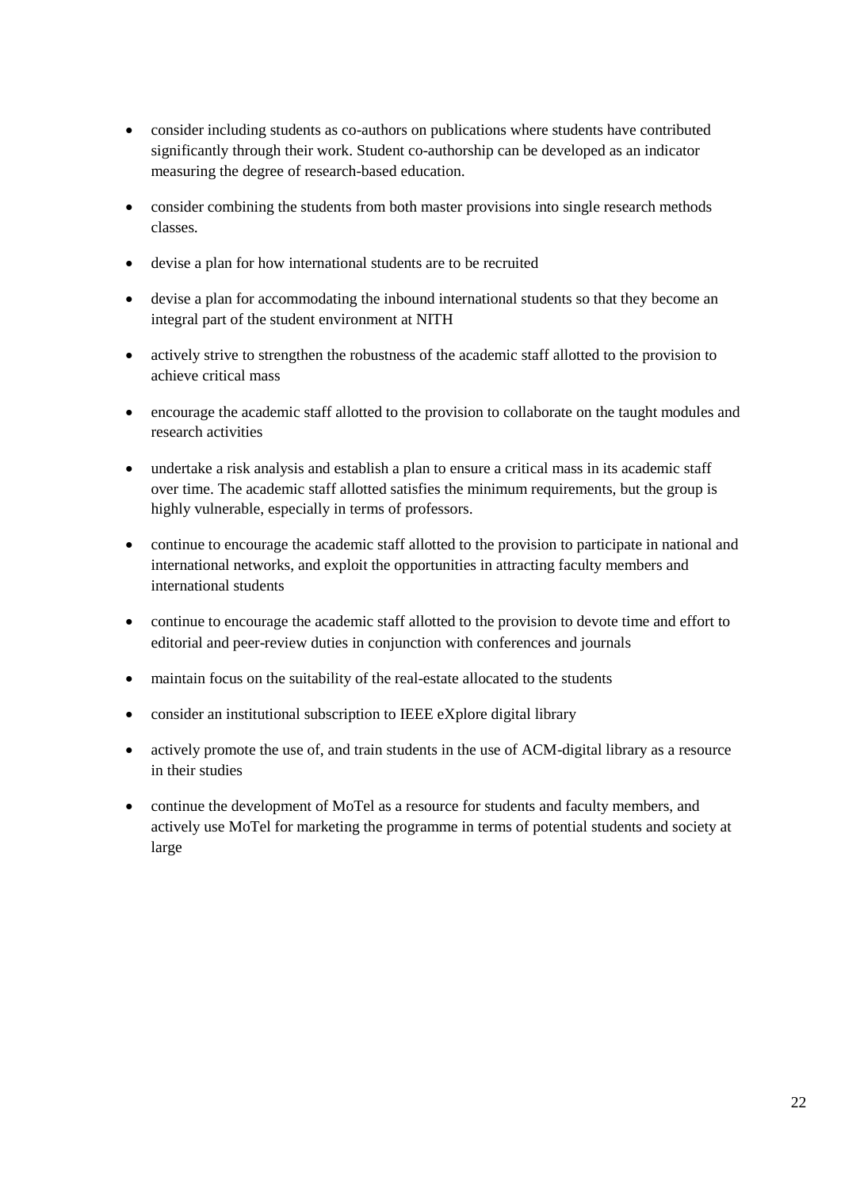- consider including students as co-authors on publications where students have contributed significantly through their work. Student co-authorship can be developed as an indicator measuring the degree of research-based education.
- consider combining the students from both master provisions into single research methods classes.
- devise a plan for how international students are to be recruited
- devise a plan for accommodating the inbound international students so that they become an integral part of the student environment at NITH
- actively strive to strengthen the robustness of the academic staff allotted to the provision to achieve critical mass
- encourage the academic staff allotted to the provision to collaborate on the taught modules and research activities
- undertake a risk analysis and establish a plan to ensure a critical mass in its academic staff over time. The academic staff allotted satisfies the minimum requirements, but the group is highly vulnerable, especially in terms of professors.
- continue to encourage the academic staff allotted to the provision to participate in national and international networks, and exploit the opportunities in attracting faculty members and international students
- continue to encourage the academic staff allotted to the provision to devote time and effort to editorial and peer-review duties in conjunction with conferences and journals
- maintain focus on the suitability of the real-estate allocated to the students
- consider an institutional subscription to IEEE eXplore digital library
- actively promote the use of, and train students in the use of ACM-digital library as a resource in their studies
- continue the development of MoTel as a resource for students and faculty members, and actively use MoTel for marketing the programme in terms of potential students and society at large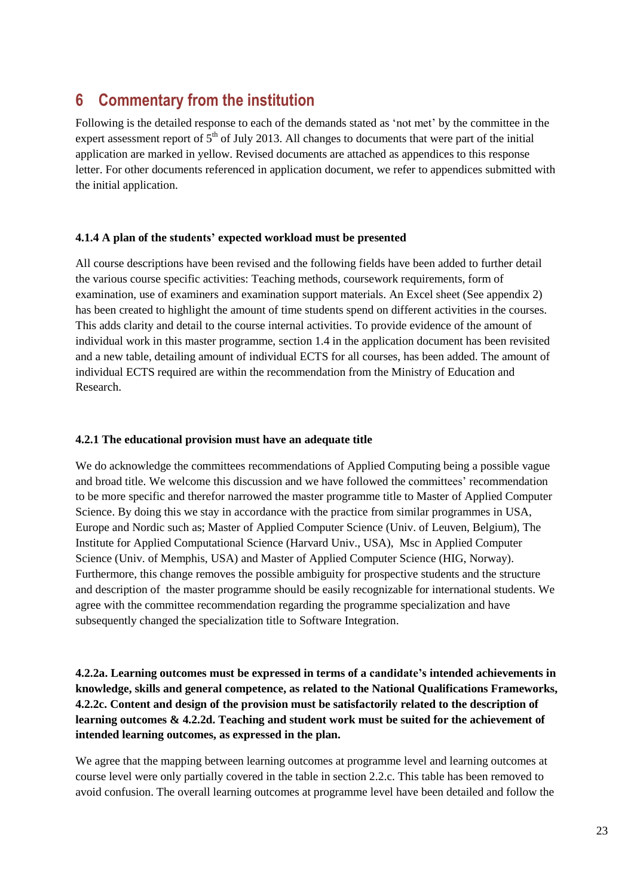# 6 Commentary from the institution

Following is the detailed response to each of the demands stated as 'not met' by the committee in the expert assessment report of 5th of July 2013. All changes to documents that were part of the initial application are marked in yellow. Revised documents are attached as appendices to this response letter. For other documents referenced in application document, we refer to appendices submitted with the initial application.

**4.1.4 A plan of the students' expected workload must be presented**

All course descriptions have been revised and the following fields have been added to further detail the various course specific activities: Teaching methods, coursework requirements, form of examination, use of examiners and examination support materials. An Excel sheet (See appendix 2) has been created to highlight the amount of time students spend on different activities in the courses. This adds clarity and detail to the course internal activities. To provide evidence of the amount of individual work in this master programme, section 1.4 in the application document has been revisited and a new table, detailing amount of individual ECTS for all courses, has been added. The amount of individual ECTS required are within the recommendation from the Ministry of Education and Research.

**4.2.1 The educational provision must have an adequate title**

We do acknowledge the committees recommendations of Applied Computing being a possible vague and broad title. We welcome this discussion and we have followed the committees' recommendation to be more specific and therefor narrowed the master programme title to Master of Applied Computer Science. By doing this we stay in accordance with the practice from similar programmes in USA, Europe and Nordic such as; Master of Applied Computer Science (Univ. of Leuven, Belgium), The Institute for Applied Computational Science (Harvard Univ., USA), Msc in Applied Computer Science (Univ. of Memphis, USA) and Master of Applied Computer Science (HIG, Norway). Furthermore, this change removes the possible ambiguity for prospective students and the structure and description of the master programme should be easily recognizable for international students. We agree with the committee recommendation regarding the programme specialization and have subsequently changed the specialization title to Software Integration.

**4.2.2a. Learning outcomes must be expressed in terms of a candidate's intended achievements in knowledge, skills and general competence, as related to the National Qualifications Frameworks, 4.2.2c. Content and design of the provision must be satisfactorily related to the description of learning outcomes & 4.2.2d. Teaching and student work must be suited for the achievement of intended learning outcomes, as expressed in the plan.**

We agree that the mapping between learning outcomes at programme level and learning outcomes at course level were only partially covered in the table in section 2.2.c. This table has been removed to avoid confusion. The overall learning outcomes at programme level have been detailed and follow the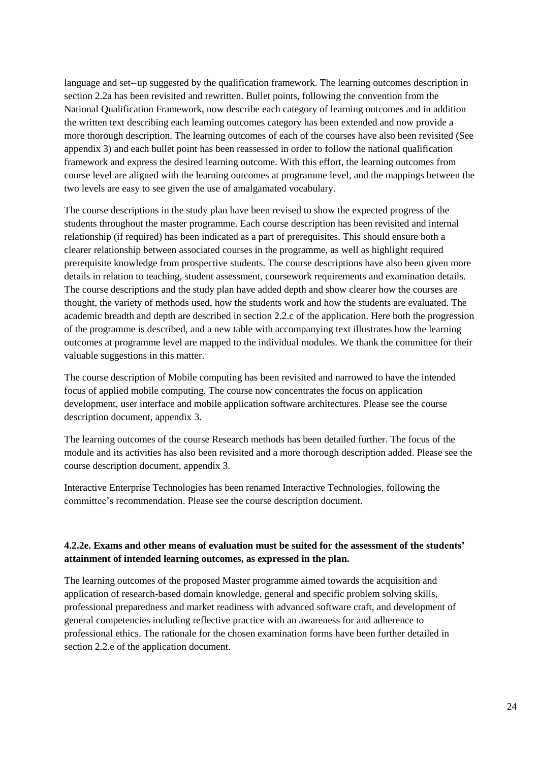language and set--up suggested by the qualification framework. The learning outcomes description in section 2.2a has been revisited and rewritten. Bullet points, following the convention from the National Qualification Framework, now describe each category of learning outcomes and in addition the written text describing each learning outcomes category has been extended and now provide a more thorough description. The learning outcomes of each of the courses have also been revisited (See appendix 3) and each bullet point has been reassessed in order to follow the national qualification framework and express the desired learning outcome. With this effort, the learning outcomes from course level are aligned with the learning outcomes at programme level, and the mappings between the two levels are easy to see given the use of amalgamated vocabulary.

The course descriptions in the study plan have been revised to show the expected progress of the students throughout the master programme. Each course description has been revisited and internal relationship (if required) has been indicated as a part of prerequisites. This should ensure both a clearer relationship between associated courses in the programme, as well as highlight required prerequisite knowledge from prospective students. The course descriptions have also been given more details in relation to teaching, student assessment, coursework requirements and examination details. The course descriptions and the study plan have added depth and show clearer how the courses are thought, the variety of methods used, how the students work and how the students are evaluated. The academic breadth and depth are described in section 2.2.c of the application. Here both the progression of the programme is described, and a new table with accompanying text illustrates how the learning outcomes at programme level are mapped to the individual modules. We thank the committee for their valuable suggestions in this matter.

The course description of Mobile computing has been revisited and narrowed to have the intended focus of applied mobile computing. The course now concentrates the focus on application development, user interface and mobile application software architectures. Please see the course description document, appendix 3.

The learning outcomes of the course Research methods has been detailed further. The focus of the module and its activities has also been revisited and a more thorough description added. Please see the course description document, appendix 3.

Interactive Enterprise Technologies has been renamed Interactive Technologies, following the committee's recommendation. Please see the course description document.

**4.2.2e. Exams and other means of evaluation must be suited for the assessment of the students' attainment of intended learning outcomes, as expressed in the plan.**

The learning outcomes of the proposed Master programme aimed towards the acquisition and application of research-based domain knowledge, general and specific problem solving skills, professional preparedness and market readiness with advanced software craft, and development of general competencies including reflective practice with an awareness for and adherence to professional ethics. The rationale for the chosen examination forms have been further detailed in section 2.2.e of the application document.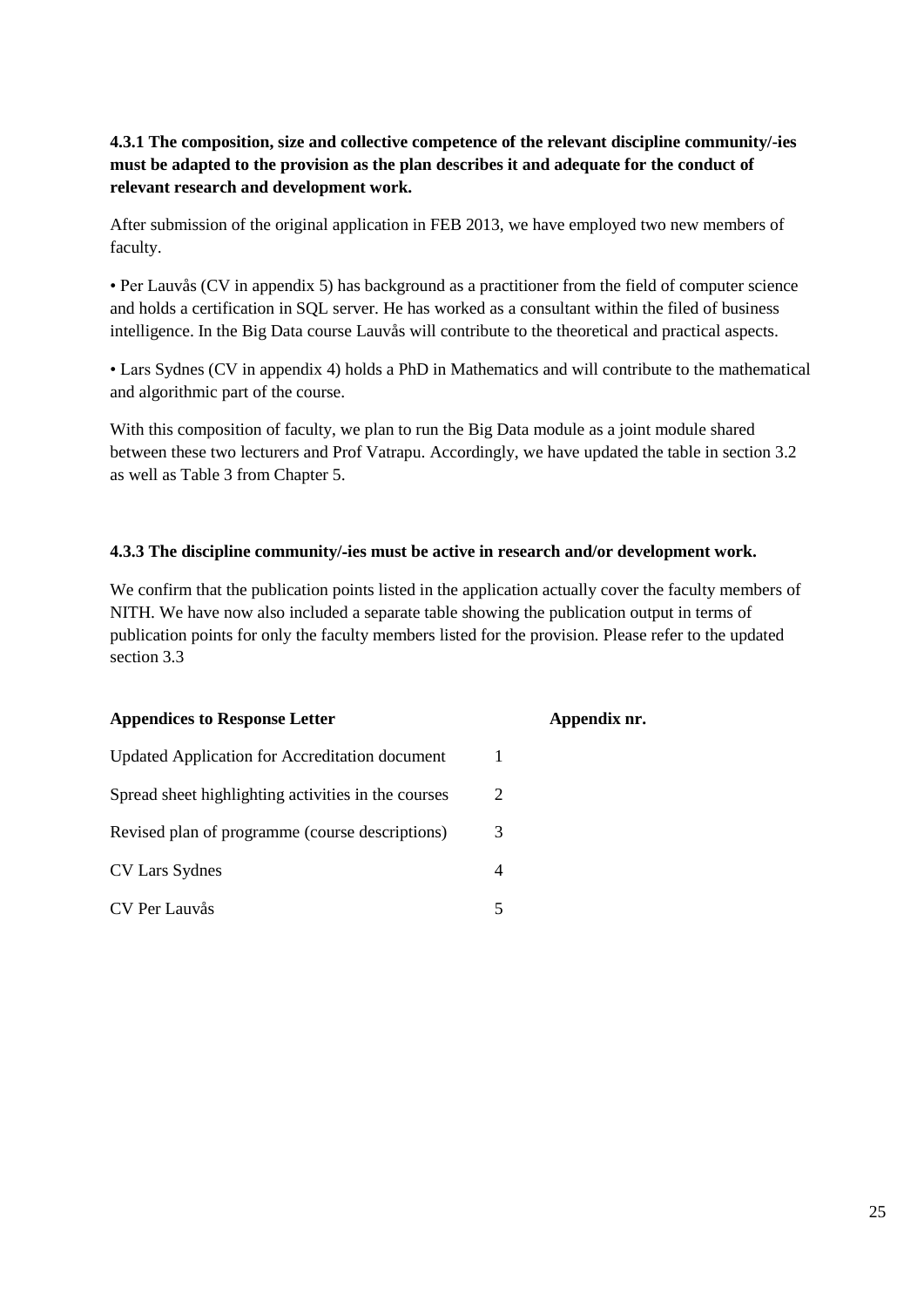**4.3.1 The composition, size and collective competence of the relevant discipline community/-ies must be adapted to the provision as the plan describes it and adequate for the conduct of relevant research and development work.**

After submission of the original application in FEB 2013, we have employed two new members of faculty.

• Per Lauvås (CV in appendix 5) has background as a practitioner from the field of computer science and holds a certification in SQL server. He has worked as a consultant within the filed of business intelligence. In the Big Data course Lauvås will contribute to the theoretical and practical aspects.

• Lars Sydnes (CV in appendix 4) holds a PhD in Mathematics and will contribute to the mathematical and algorithmic part of the course.

With this composition of faculty, we plan to run the Big Data module as a joint module shared between these two lecturers and Prof Vatrapu. Accordingly, we have updated the table in section 3.2 as well as Table 3 from Chapter 5.

**4.3.3 The discipline community/-ies must be active in research and/or development work.**

We confirm that the publication points listed in the application actually cover the faculty members of NITH. We have now also included a separate table showing the publication output in terms of publication points for only the faculty members listed for the provision. Please refer to the updated section 3.3

| **Appendices to Response Letter** | **Appendix nr.** |
|---|---|
| Updated Application for Accreditation document | 1 |
| Spread sheet highlighting activities in the courses | 2 |
| Revised plan of programme (course descriptions) | 3 |
| CV Lars Sydnes | 4 |
| CV Per Lauvås | 5 |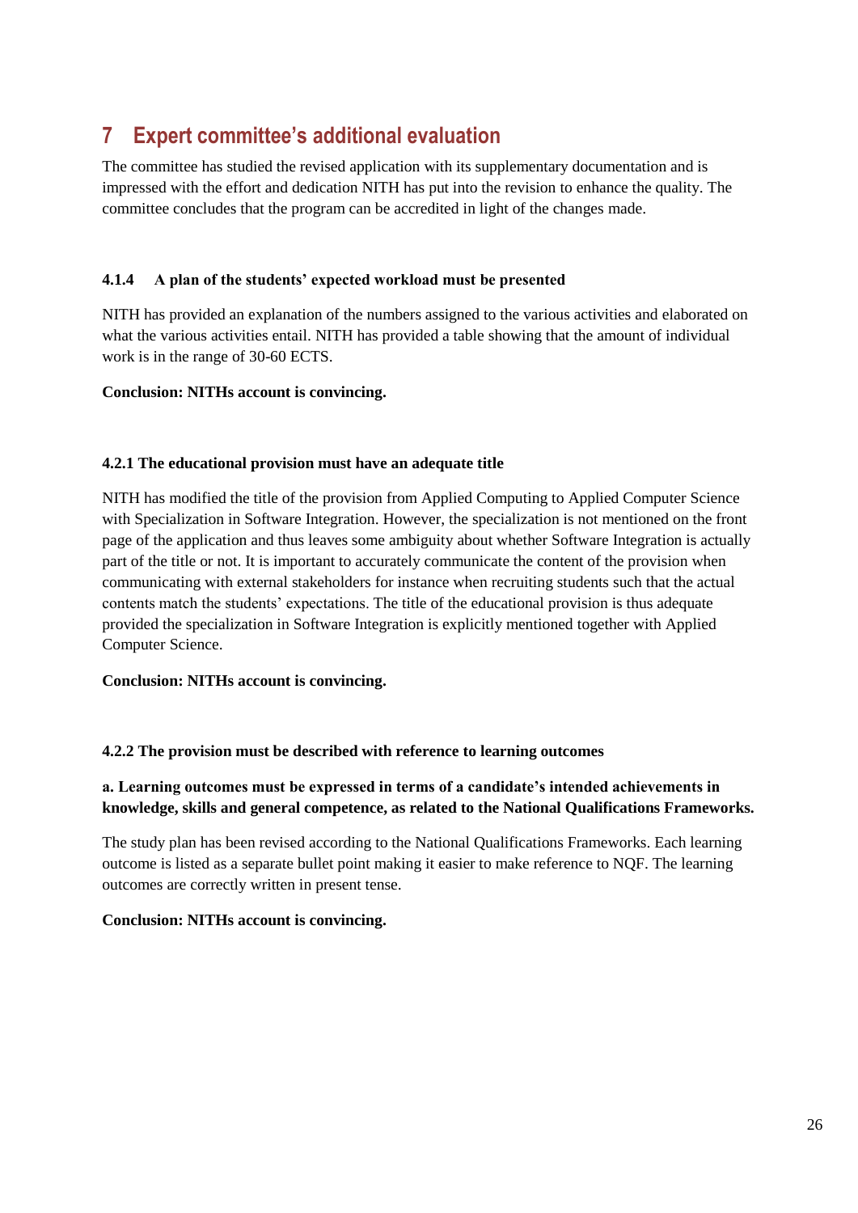# 7 Expert committee's additional evaluation

The committee has studied the revised application with its supplementary documentation and is impressed with the effort and dedication NITH has put into the revision to enhance the quality. The committee concludes that the program can be accredited in light of the changes made.

#### 4.1.4 A plan of the students' expected workload must be presented

NITH has provided an explanation of the numbers assigned to the various activities and elaborated on what the various activities entail. NITH has provided a table showing that the amount of individual work is in the range of 30-60 ECTS.

**Conclusion: NITHs account is convincing.**

#### 4.2.1 The educational provision must have an adequate title

NITH has modified the title of the provision from Applied Computing to Applied Computer Science with Specialization in Software Integration. However, the specialization is not mentioned on the front page of the application and thus leaves some ambiguity about whether Software Integration is actually part of the title or not. It is important to accurately communicate the content of the provision when communicating with external stakeholders for instance when recruiting students such that the actual contents match the students' expectations. The title of the educational provision is thus adequate provided the specialization in Software Integration is explicitly mentioned together with Applied Computer Science.

**Conclusion: NITHs account is convincing.**

#### 4.2.2 The provision must be described with reference to learning outcomes

**a. Learning outcomes must be expressed in terms of a candidate's intended achievements in knowledge, skills and general competence, as related to the National Qualifications Frameworks.**

The study plan has been revised according to the National Qualifications Frameworks. Each learning outcome is listed as a separate bullet point making it easier to make reference to NQF. The learning outcomes are correctly written in present tense.

**Conclusion: NITHs account is convincing.**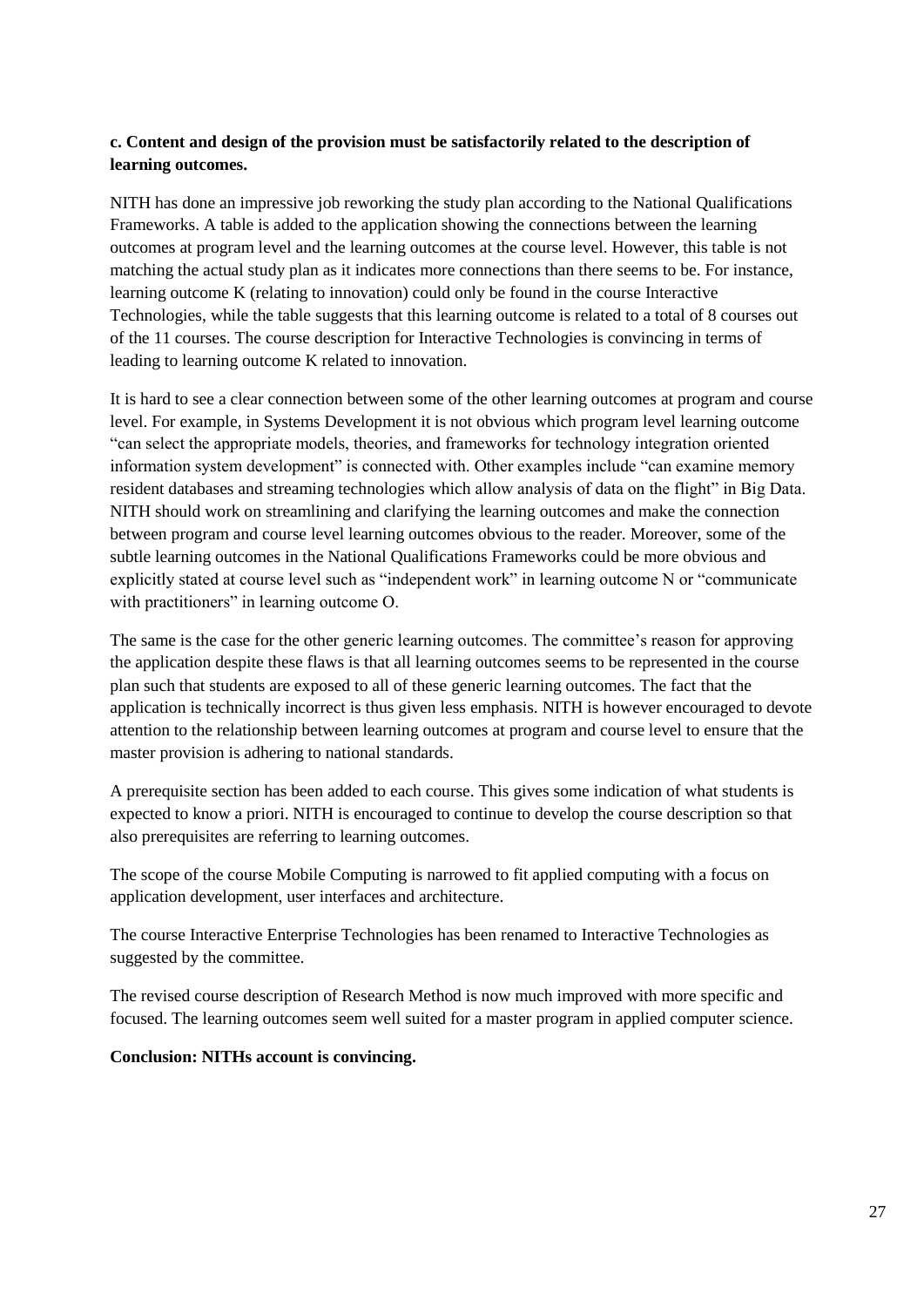**c. Content and design of the provision must be satisfactorily related to the description of learning outcomes.**

NITH has done an impressive job reworking the study plan according to the National Qualifications Frameworks. A table is added to the application showing the connections between the learning outcomes at program level and the learning outcomes at the course level. However, this table is not matching the actual study plan as it indicates more connections than there seems to be. For instance, learning outcome K (relating to innovation) could only be found in the course Interactive Technologies, while the table suggests that this learning outcome is related to a total of 8 courses out of the 11 courses. The course description for Interactive Technologies is convincing in terms of leading to learning outcome K related to innovation.

It is hard to see a clear connection between some of the other learning outcomes at program and course level. For example, in Systems Development it is not obvious which program level learning outcome "can select the appropriate models, theories, and frameworks for technology integration oriented information system development" is connected with. Other examples include "can examine memory resident databases and streaming technologies which allow analysis of data on the flight" in Big Data. NITH should work on streamlining and clarifying the learning outcomes and make the connection between program and course level learning outcomes obvious to the reader. Moreover, some of the subtle learning outcomes in the National Qualifications Frameworks could be more obvious and explicitly stated at course level such as "independent work" in learning outcome N or "communicate with practitioners" in learning outcome O.

The same is the case for the other generic learning outcomes. The committee's reason for approving the application despite these flaws is that all learning outcomes seems to be represented in the course plan such that students are exposed to all of these generic learning outcomes. The fact that the application is technically incorrect is thus given less emphasis. NITH is however encouraged to devote attention to the relationship between learning outcomes at program and course level to ensure that the master provision is adhering to national standards.

A prerequisite section has been added to each course. This gives some indication of what students is expected to know a priori. NITH is encouraged to continue to develop the course description so that also prerequisites are referring to learning outcomes.

The scope of the course Mobile Computing is narrowed to fit applied computing with a focus on application development, user interfaces and architecture.

The course Interactive Enterprise Technologies has been renamed to Interactive Technologies as suggested by the committee.

The revised course description of Research Method is now much improved with more specific and focused. The learning outcomes seem well suited for a master program in applied computer science.

**Conclusion: NITHs account is convincing.**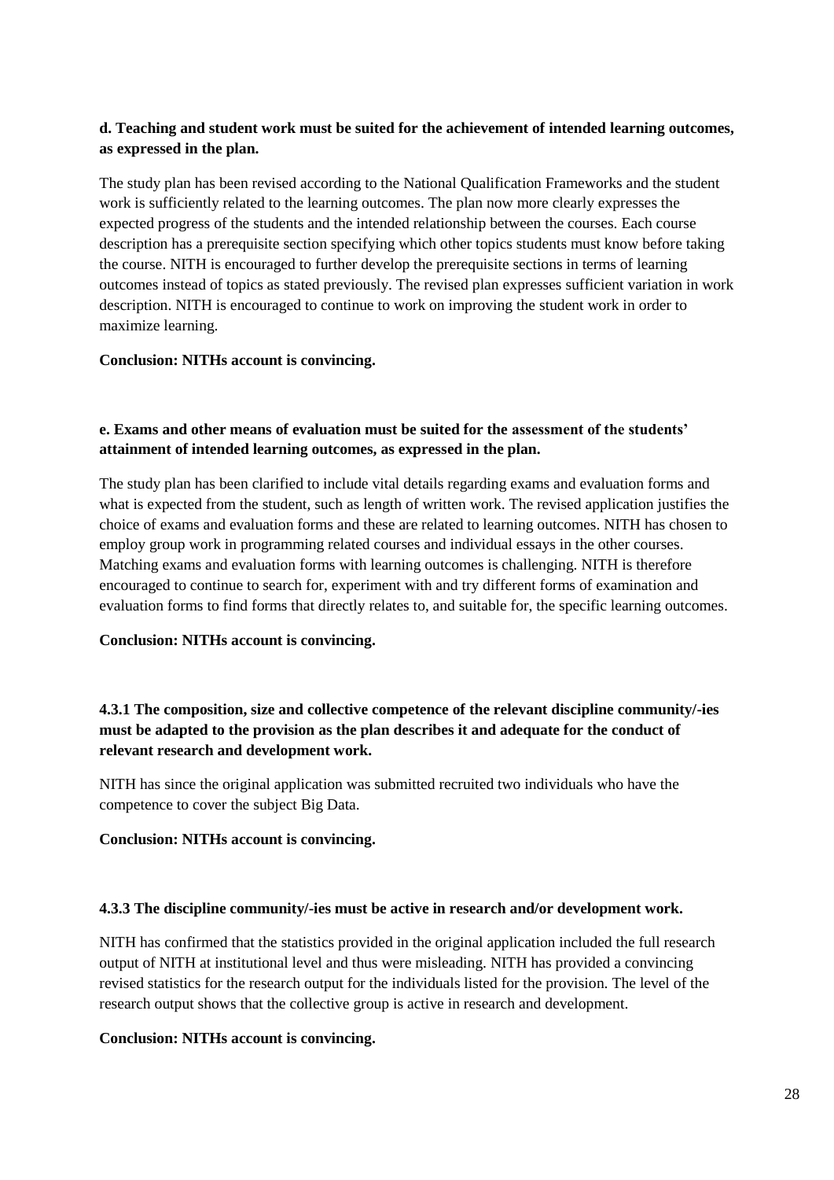**d. Teaching and student work must be suited for the achievement of intended learning outcomes, as expressed in the plan.**

The study plan has been revised according to the National Qualification Frameworks and the student work is sufficiently related to the learning outcomes. The plan now more clearly expresses the expected progress of the students and the intended relationship between the courses. Each course description has a prerequisite section specifying which other topics students must know before taking the course. NITH is encouraged to further develop the prerequisite sections in terms of learning outcomes instead of topics as stated previously. The revised plan expresses sufficient variation in work description. NITH is encouraged to continue to work on improving the student work in order to maximize learning.

**Conclusion: NITHs account is convincing.**

**e. Exams and other means of evaluation must be suited for the assessment of the students' attainment of intended learning outcomes, as expressed in the plan.**

The study plan has been clarified to include vital details regarding exams and evaluation forms and what is expected from the student, such as length of written work. The revised application justifies the choice of exams and evaluation forms and these are related to learning outcomes. NITH has chosen to employ group work in programming related courses and individual essays in the other courses. Matching exams and evaluation forms with learning outcomes is challenging. NITH is therefore encouraged to continue to search for, experiment with and try different forms of examination and evaluation forms to find forms that directly relates to, and suitable for, the specific learning outcomes.

**Conclusion: NITHs account is convincing.**

**4.3.1 The composition, size and collective competence of the relevant discipline community/-ies must be adapted to the provision as the plan describes it and adequate for the conduct of relevant research and development work.**

NITH has since the original application was submitted recruited two individuals who have the competence to cover the subject Big Data.

**Conclusion: NITHs account is convincing.**

**4.3.3 The discipline community/-ies must be active in research and/or development work.**

NITH has confirmed that the statistics provided in the original application included the full research output of NITH at institutional level and thus were misleading. NITH has provided a convincing revised statistics for the research output for the individuals listed for the provision. The level of the research output shows that the collective group is active in research and development.

**Conclusion: NITHs account is convincing.**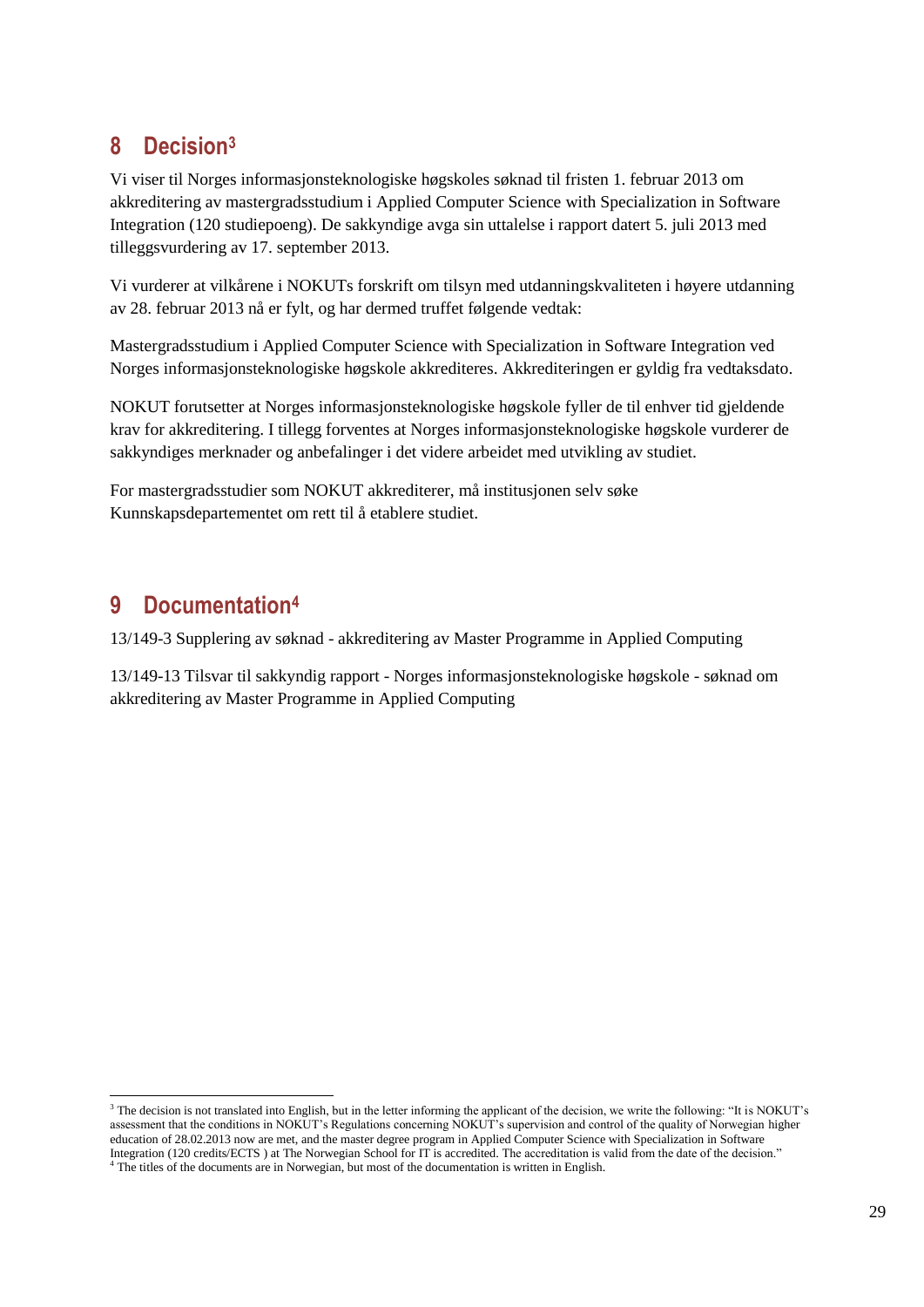## 8 Decision[3]

Vi viser til Norges informasjonsteknologiske høgskoles søknad til fristen 1. februar 2013 om akkreditering av mastergradsstudium i Applied Computer Science with Specialization in Software Integration (120 studiepoeng). De sakkyndige avga sin uttalelse i rapport datert 5. juli 2013 med tilleggsvurdering av 17. september 2013.

Vi vurderer at vilkårene i NOKUTs forskrift om tilsyn med utdanningskvaliteten i høyere utdanning av 28. februar 2013 nå er fylt, og har dermed truffet følgende vedtak:

Mastergradsstudium i Applied Computer Science with Specialization in Software Integration ved Norges informasjonsteknologiske høgskole akkrediteres. Akkrediteringen er gyldig fra vedtaksdato.

NOKUT forutsetter at Norges informasjonsteknologiske høgskole fyller de til enhver tid gjeldende krav for akkreditering. I tillegg forventes at Norges informasjonsteknologiske høgskole vurderer de sakkyndiges merknader og anbefalinger i det videre arbeidet med utvikling av studiet.

For mastergradsstudier som NOKUT akkrediterer, må institusjonen selv søke Kunnskapsdepartementet om rett til å etablere studiet.

## 9 Documentation[4]

13/149-3 Supplering av søknad - akkreditering av Master Programme in Applied Computing

13/149-13 Tilsvar til sakkyndig rapport - Norges informasjonsteknologiske høgskole - søknad om akkreditering av Master Programme in Applied Computing

---

[3] The decision is not translated into English, but in the letter informing the applicant of the decision, we write the following: "It is NOKUT's assessment that the conditions in NOKUT's Regulations concerning NOKUT's supervision and control of the quality of Norwegian higher education of 28.02.2013 now are met, and the master degree program in Applied Computer Science with Specialization in Software Integration (120 credits/ECTS ) at The Norwegian School for IT is accredited. The accreditation is valid from the date of the decision."

[4] The titles of the documents are in Norwegian, but most of the documentation is written in English.